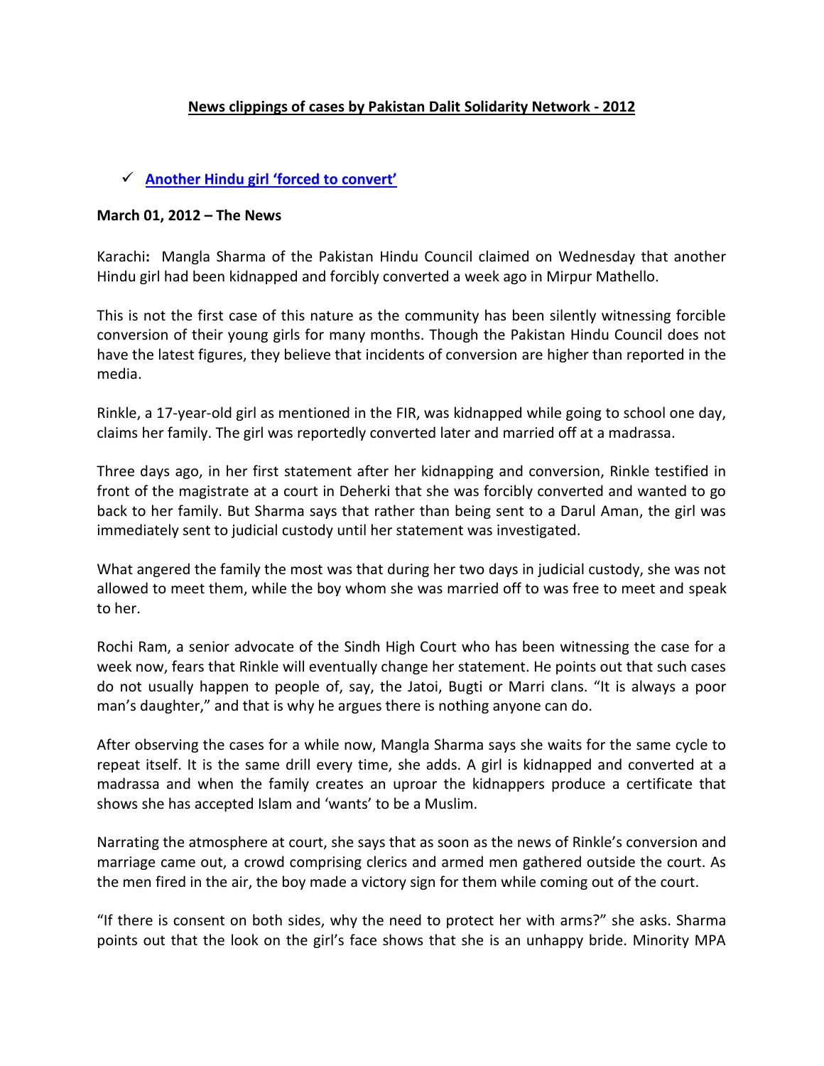## News clippings of cases by Pakistan Dalit Solidarity Network - 2012

- ✓ **Another Hindu girl 'forced to convert'**

**March 01, 2012 – The News**

Karachi**:** Mangla Sharma of the Pakistan Hindu Council claimed on Wednesday that another Hindu girl had been kidnapped and forcibly converted a week ago in Mirpur Mathello.

This is not the first case of this nature as the community has been silently witnessing forcible conversion of their young girls for many months. Though the Pakistan Hindu Council does not have the latest figures, they believe that incidents of conversion are higher than reported in the media.

Rinkle, a 17-year-old girl as mentioned in the FIR, was kidnapped while going to school one day, claims her family. The girl was reportedly converted later and married off at a madrassa.

Three days ago, in her first statement after her kidnapping and conversion, Rinkle testified in front of the magistrate at a court in Deherki that she was forcibly converted and wanted to go back to her family. But Sharma says that rather than being sent to a Darul Aman, the girl was immediately sent to judicial custody until her statement was investigated.

What angered the family the most was that during her two days in judicial custody, she was not allowed to meet them, while the boy whom she was married off to was free to meet and speak to her.

Rochi Ram, a senior advocate of the Sindh High Court who has been witnessing the case for a week now, fears that Rinkle will eventually change her statement. He points out that such cases do not usually happen to people of, say, the Jatoi, Bugti or Marri clans. "It is always a poor man's daughter," and that is why he argues there is nothing anyone can do.

After observing the cases for a while now, Mangla Sharma says she waits for the same cycle to repeat itself. It is the same drill every time, she adds. A girl is kidnapped and converted at a madrassa and when the family creates an uproar the kidnappers produce a certificate that shows she has accepted Islam and 'wants' to be a Muslim.

Narrating the atmosphere at court, she says that as soon as the news of Rinkle's conversion and marriage came out, a crowd comprising clerics and armed men gathered outside the court. As the men fired in the air, the boy made a victory sign for them while coming out of the court.

"If there is consent on both sides, why the need to protect her with arms?" she asks. Sharma points out that the look on the girl's face shows that she is an unhappy bride. Minority MPA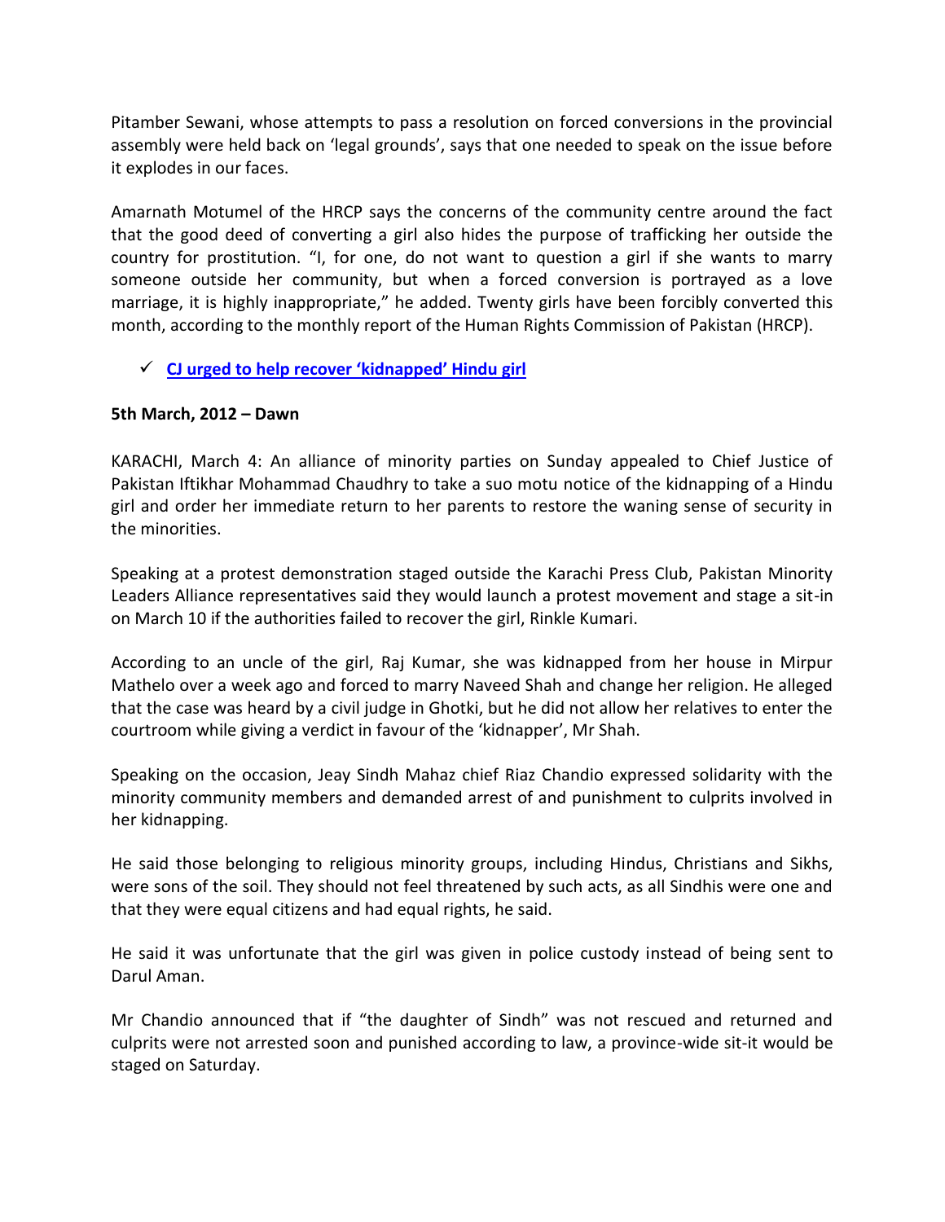Pitamber Sewani, whose attempts to pass a resolution on forced conversions in the provincial assembly were held back on 'legal grounds', says that one needed to speak on the issue before it explodes in our faces.

Amarnath Motumel of the HRCP says the concerns of the community centre around the fact that the good deed of converting a girl also hides the purpose of trafficking her outside the country for prostitution. "I, for one, do not want to question a girl if she wants to marry someone outside her community, but when a forced conversion is portrayed as a love marriage, it is highly inappropriate," he added. Twenty girls have been forcibly converted this month, according to the monthly report of the Human Rights Commission of Pakistan (HRCP).

- ✓ **CJ urged to help recover 'kidnapped' Hindu girl**

**5th March, 2012 – Dawn**

KARACHI, March 4: An alliance of minority parties on Sunday appealed to Chief Justice of Pakistan Iftikhar Mohammad Chaudhry to take a suo motu notice of the kidnapping of a Hindu girl and order her immediate return to her parents to restore the waning sense of security in the minorities.

Speaking at a protest demonstration staged outside the Karachi Press Club, Pakistan Minority Leaders Alliance representatives said they would launch a protest movement and stage a sit-in on March 10 if the authorities failed to recover the girl, Rinkle Kumari.

According to an uncle of the girl, Raj Kumar, she was kidnapped from her house in Mirpur Mathelo over a week ago and forced to marry Naveed Shah and change her religion. He alleged that the case was heard by a civil judge in Ghotki, but he did not allow her relatives to enter the courtroom while giving a verdict in favour of the 'kidnapper', Mr Shah.

Speaking on the occasion, Jeay Sindh Mahaz chief Riaz Chandio expressed solidarity with the minority community members and demanded arrest of and punishment to culprits involved in her kidnapping.

He said those belonging to religious minority groups, including Hindus, Christians and Sikhs, were sons of the soil. They should not feel threatened by such acts, as all Sindhis were one and that they were equal citizens and had equal rights, he said.

He said it was unfortunate that the girl was given in police custody instead of being sent to Darul Aman.

Mr Chandio announced that if "the daughter of Sindh" was not rescued and returned and culprits were not arrested soon and punished according to law, a province-wide sit-it would be staged on Saturday.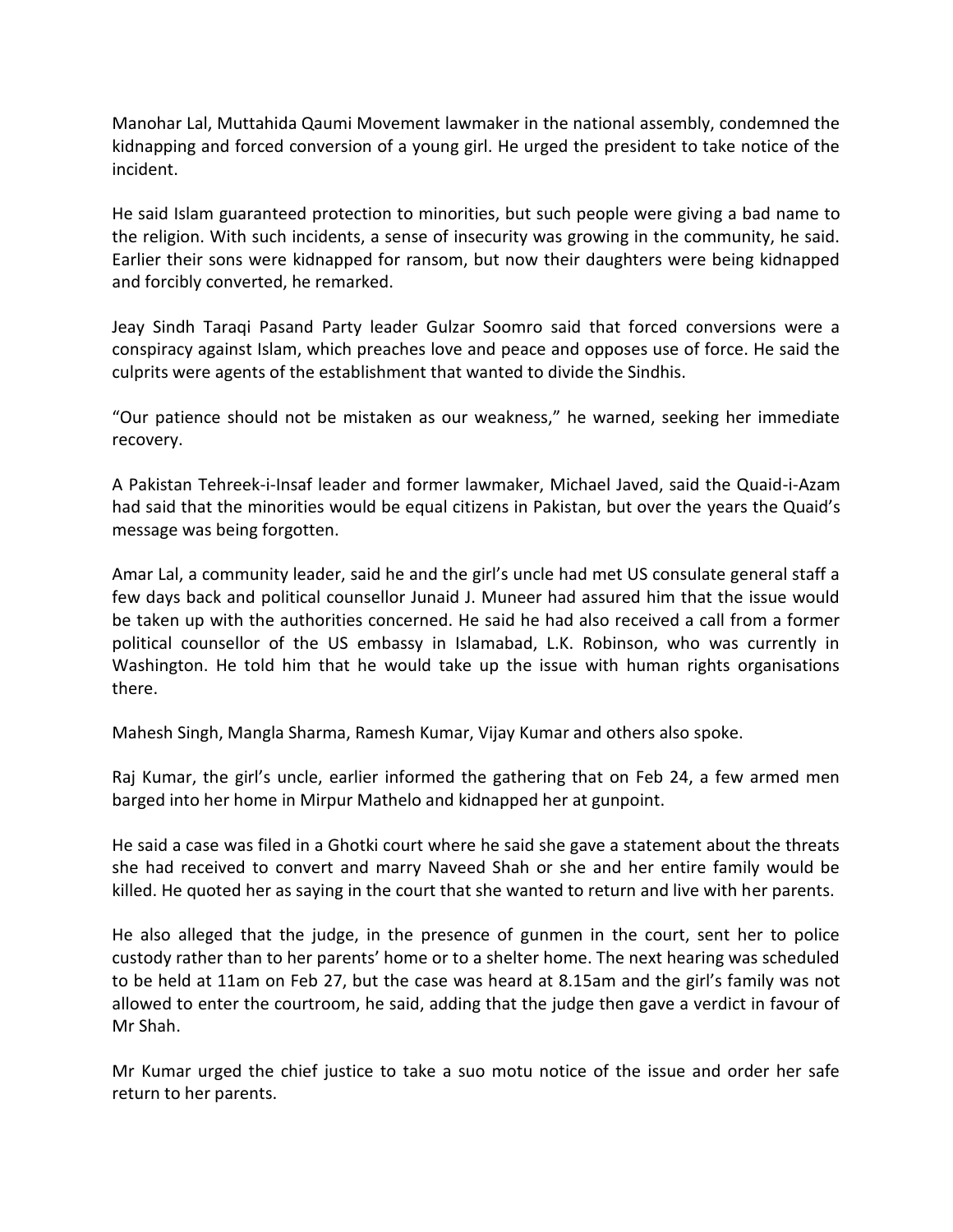Manohar Lal, Muttahida Qaumi Movement lawmaker in the national assembly, condemned the kidnapping and forced conversion of a young girl. He urged the president to take notice of the incident.

He said Islam guaranteed protection to minorities, but such people were giving a bad name to the religion. With such incidents, a sense of insecurity was growing in the community, he said. Earlier their sons were kidnapped for ransom, but now their daughters were being kidnapped and forcibly converted, he remarked.

Jeay Sindh Taraqi Pasand Party leader Gulzar Soomro said that forced conversions were a conspiracy against Islam, which preaches love and peace and opposes use of force. He said the culprits were agents of the establishment that wanted to divide the Sindhis.

"Our patience should not be mistaken as our weakness," he warned, seeking her immediate recovery.

A Pakistan Tehreek-i-Insaf leader and former lawmaker, Michael Javed, said the Quaid-i-Azam had said that the minorities would be equal citizens in Pakistan, but over the years the Quaid's message was being forgotten.

Amar Lal, a community leader, said he and the girl's uncle had met US consulate general staff a few days back and political counsellor Junaid J. Muneer had assured him that the issue would be taken up with the authorities concerned. He said he had also received a call from a former political counsellor of the US embassy in Islamabad, L.K. Robinson, who was currently in Washington. He told him that he would take up the issue with human rights organisations there.

Mahesh Singh, Mangla Sharma, Ramesh Kumar, Vijay Kumar and others also spoke.

Raj Kumar, the girl's uncle, earlier informed the gathering that on Feb 24, a few armed men barged into her home in Mirpur Mathelo and kidnapped her at gunpoint.

He said a case was filed in a Ghotki court where he said she gave a statement about the threats she had received to convert and marry Naveed Shah or she and her entire family would be killed. He quoted her as saying in the court that she wanted to return and live with her parents.

He also alleged that the judge, in the presence of gunmen in the court, sent her to police custody rather than to her parents' home or to a shelter home. The next hearing was scheduled to be held at 11am on Feb 27, but the case was heard at 8.15am and the girl's family was not allowed to enter the courtroom, he said, adding that the judge then gave a verdict in favour of Mr Shah.

Mr Kumar urged the chief justice to take a suo motu notice of the issue and order her safe return to her parents.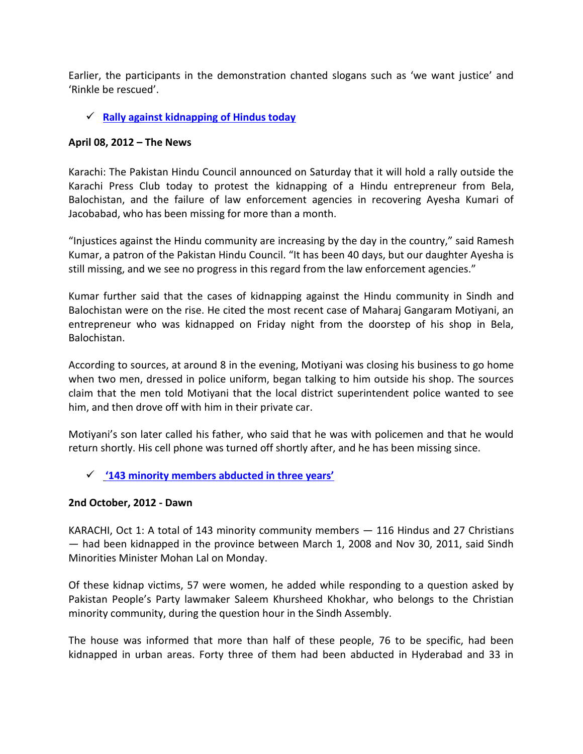Earlier, the participants in the demonstration chanted slogans such as 'we want justice' and 'Rinkle be rescued'.

- ✓ **Rally against kidnapping of Hindus today**

**April 08, 2012 – The News**

Karachi: The Pakistan Hindu Council announced on Saturday that it will hold a rally outside the Karachi Press Club today to protest the kidnapping of a Hindu entrepreneur from Bela, Balochistan, and the failure of law enforcement agencies in recovering Ayesha Kumari of Jacobabad, who has been missing for more than a month.

"Injustices against the Hindu community are increasing by the day in the country," said Ramesh Kumar, a patron of the Pakistan Hindu Council. "It has been 40 days, but our daughter Ayesha is still missing, and we see no progress in this regard from the law enforcement agencies."

Kumar further said that the cases of kidnapping against the Hindu community in Sindh and Balochistan were on the rise. He cited the most recent case of Maharaj Gangaram Motiyani, an entrepreneur who was kidnapped on Friday night from the doorstep of his shop in Bela, Balochistan.

According to sources, at around 8 in the evening, Motiyani was closing his business to go home when two men, dressed in police uniform, began talking to him outside his shop. The sources claim that the men told Motiyani that the local district superintendent police wanted to see him, and then drove off with him in their private car.

Motiyani's son later called his father, who said that he was with policemen and that he would return shortly. His cell phone was turned off shortly after, and he has been missing since.

- ✓ **'143 minority members abducted in three years'**

**2nd October, 2012 - Dawn**

KARACHI, Oct 1: A total of 143 minority community members — 116 Hindus and 27 Christians — had been kidnapped in the province between March 1, 2008 and Nov 30, 2011, said Sindh Minorities Minister Mohan Lal on Monday.

Of these kidnap victims, 57 were women, he added while responding to a question asked by Pakistan People's Party lawmaker Saleem Khursheed Khokhar, who belongs to the Christian minority community, during the question hour in the Sindh Assembly.

The house was informed that more than half of these people, 76 to be specific, had been kidnapped in urban areas. Forty three of them had been abducted in Hyderabad and 33 in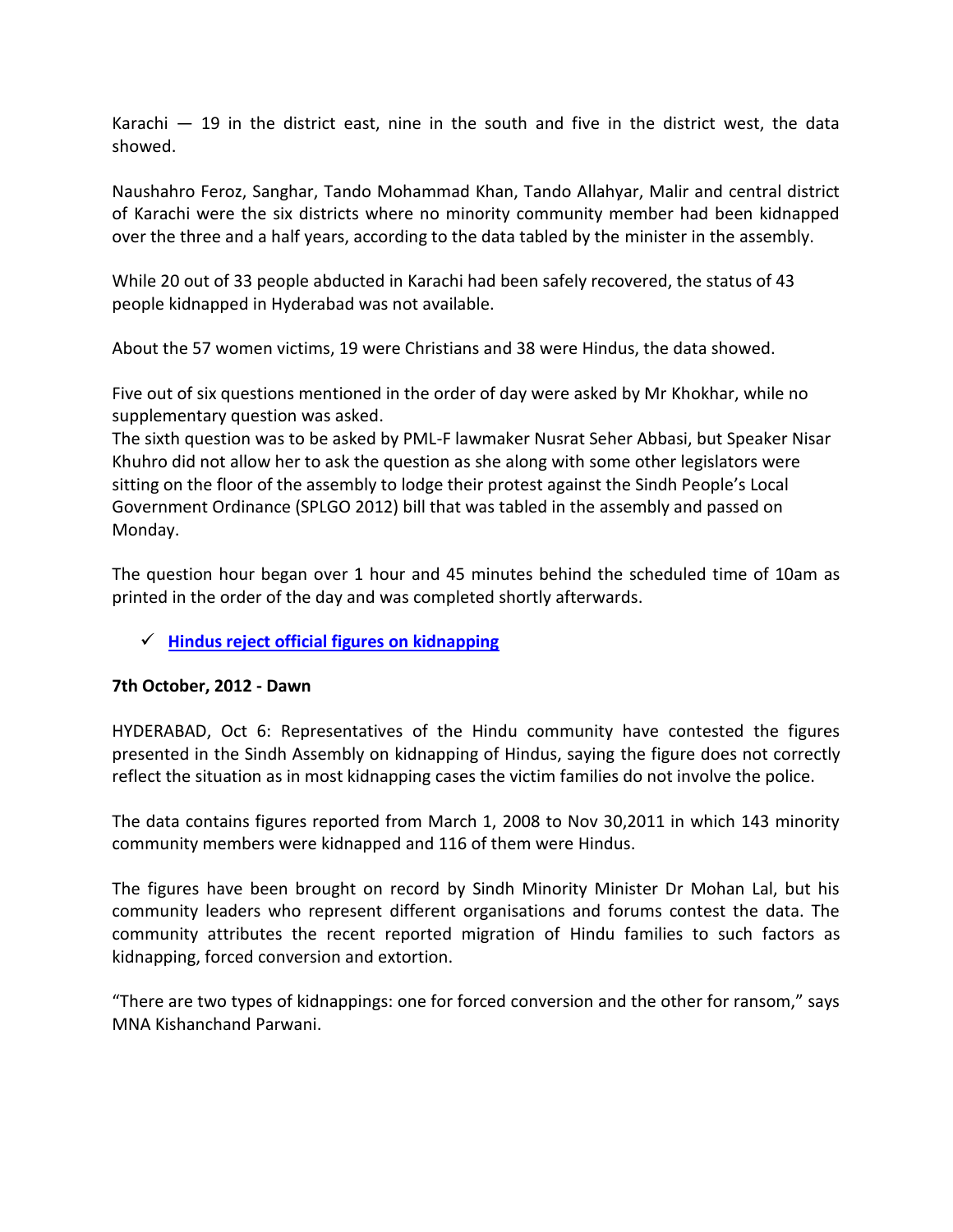Karachi — 19 in the district east, nine in the south and five in the district west, the data showed.

Naushahro Feroz, Sanghar, Tando Mohammad Khan, Tando Allahyar, Malir and central district of Karachi were the six districts where no minority community member had been kidnapped over the three and a half years, according to the data tabled by the minister in the assembly.

While 20 out of 33 people abducted in Karachi had been safely recovered, the status of 43 people kidnapped in Hyderabad was not available.

About the 57 women victims, 19 were Christians and 38 were Hindus, the data showed.

Five out of six questions mentioned in the order of day were asked by Mr Khokhar, while no supplementary question was asked.
The sixth question was to be asked by PML-F lawmaker Nusrat Seher Abbasi, but Speaker Nisar Khuhro did not allow her to ask the question as she along with some other legislators were sitting on the floor of the assembly to lodge their protest against the Sindh People's Local Government Ordinance (SPLGO 2012) bill that was tabled in the assembly and passed on Monday.

The question hour began over 1 hour and 45 minutes behind the scheduled time of 10am as printed in the order of the day and was completed shortly afterwards.

- ✓ **Hindus reject official figures on kidnapping**

**7th October, 2012 - Dawn**

HYDERABAD, Oct 6: Representatives of the Hindu community have contested the figures presented in the Sindh Assembly on kidnapping of Hindus, saying the figure does not correctly reflect the situation as in most kidnapping cases the victim families do not involve the police.

The data contains figures reported from March 1, 2008 to Nov 30,2011 in which 143 minority community members were kidnapped and 116 of them were Hindus.

The figures have been brought on record by Sindh Minority Minister Dr Mohan Lal, but his community leaders who represent different organisations and forums contest the data. The community attributes the recent reported migration of Hindu families to such factors as kidnapping, forced conversion and extortion.

"There are two types of kidnappings: one for forced conversion and the other for ransom," says MNA Kishanchand Parwani.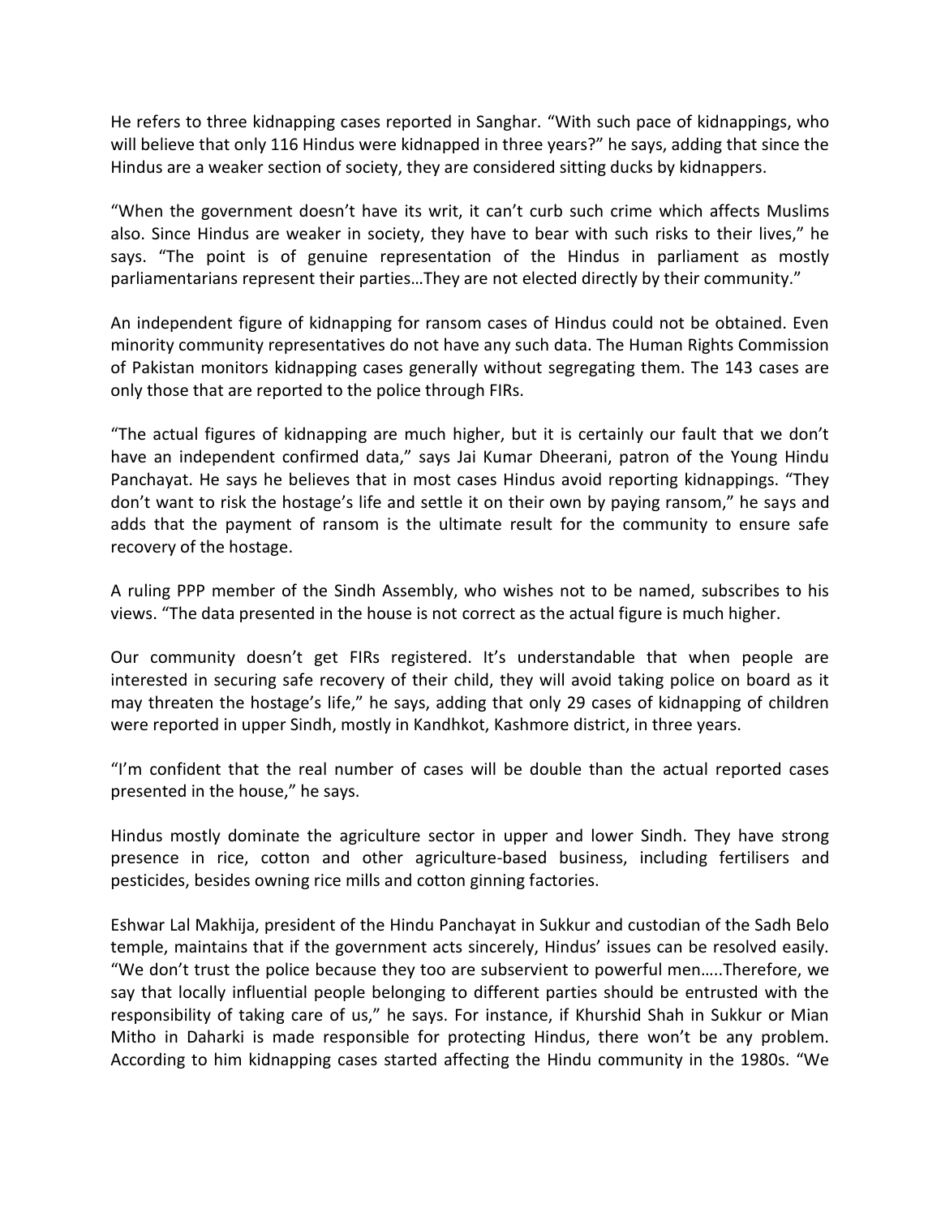He refers to three kidnapping cases reported in Sanghar. "With such pace of kidnappings, who will believe that only 116 Hindus were kidnapped in three years?" he says, adding that since the Hindus are a weaker section of society, they are considered sitting ducks by kidnappers.

"When the government doesn't have its writ, it can't curb such crime which affects Muslims also. Since Hindus are weaker in society, they have to bear with such risks to their lives," he says. "The point is of genuine representation of the Hindus in parliament as mostly parliamentarians represent their parties…They are not elected directly by their community."

An independent figure of kidnapping for ransom cases of Hindus could not be obtained. Even minority community representatives do not have any such data. The Human Rights Commission of Pakistan monitors kidnapping cases generally without segregating them. The 143 cases are only those that are reported to the police through FIRs.

"The actual figures of kidnapping are much higher, but it is certainly our fault that we don't have an independent confirmed data," says Jai Kumar Dheerani, patron of the Young Hindu Panchayat. He says he believes that in most cases Hindus avoid reporting kidnappings. "They don't want to risk the hostage's life and settle it on their own by paying ransom," he says and adds that the payment of ransom is the ultimate result for the community to ensure safe recovery of the hostage.

A ruling PPP member of the Sindh Assembly, who wishes not to be named, subscribes to his views. "The data presented in the house is not correct as the actual figure is much higher.

Our community doesn't get FIRs registered. It's understandable that when people are interested in securing safe recovery of their child, they will avoid taking police on board as it may threaten the hostage's life," he says, adding that only 29 cases of kidnapping of children were reported in upper Sindh, mostly in Kandhkot, Kashmore district, in three years.

"I'm confident that the real number of cases will be double than the actual reported cases presented in the house," he says.

Hindus mostly dominate the agriculture sector in upper and lower Sindh. They have strong presence in rice, cotton and other agriculture-based business, including fertilisers and pesticides, besides owning rice mills and cotton ginning factories.

Eshwar Lal Makhija, president of the Hindu Panchayat in Sukkur and custodian of the Sadh Belo temple, maintains that if the government acts sincerely, Hindus' issues can be resolved easily. "We don't trust the police because they too are subservient to powerful men…..Therefore, we say that locally influential people belonging to different parties should be entrusted with the responsibility of taking care of us," he says. For instance, if Khurshid Shah in Sukkur or Mian Mitho in Daharki is made responsible for protecting Hindus, there won't be any problem. According to him kidnapping cases started affecting the Hindu community in the 1980s. "We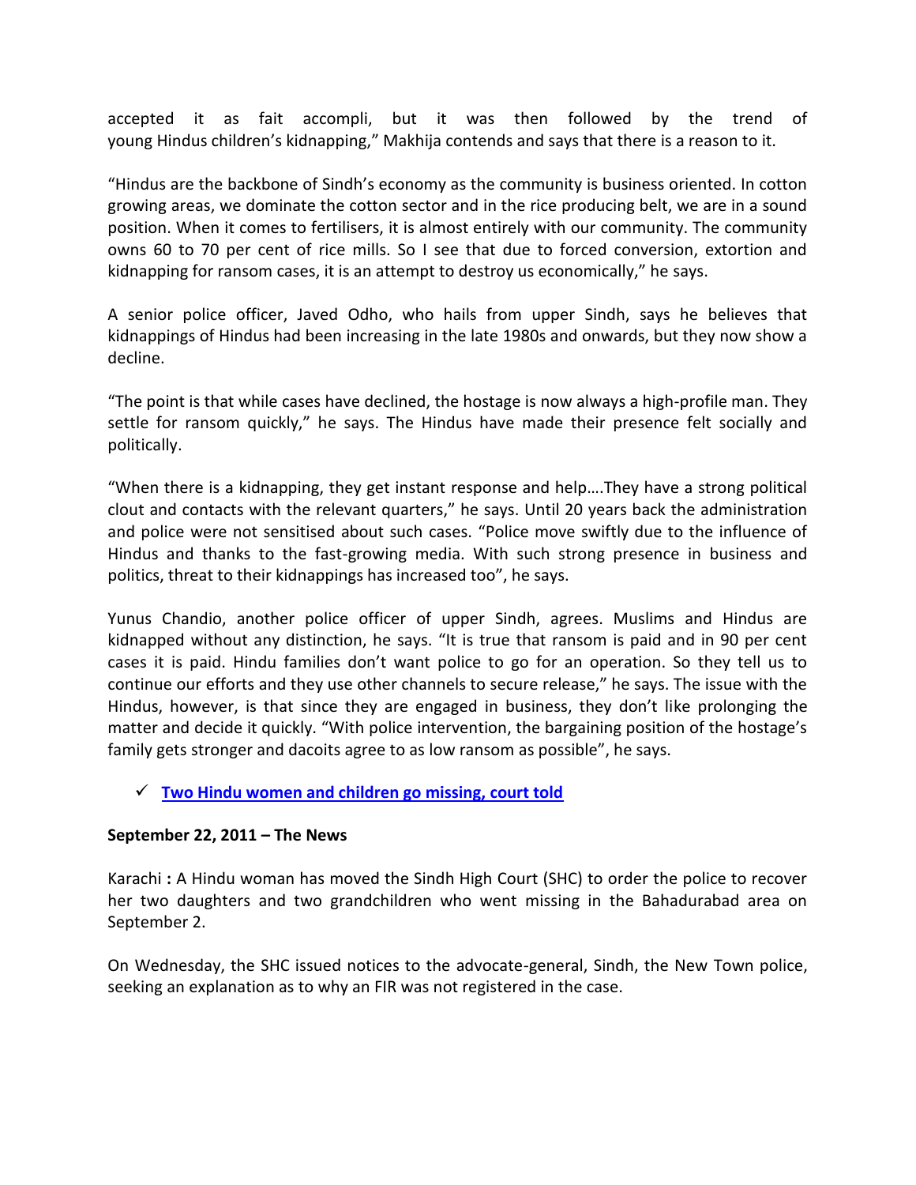accepted it as fait accompli, but it was then followed by the trend of young Hindus children's kidnapping," Makhija contends and says that there is a reason to it.

"Hindus are the backbone of Sindh's economy as the community is business oriented. In cotton growing areas, we dominate the cotton sector and in the rice producing belt, we are in a sound position. When it comes to fertilisers, it is almost entirely with our community. The community owns 60 to 70 per cent of rice mills. So I see that due to forced conversion, extortion and kidnapping for ransom cases, it is an attempt to destroy us economically," he says.

A senior police officer, Javed Odho, who hails from upper Sindh, says he believes that kidnappings of Hindus had been increasing in the late 1980s and onwards, but they now show a decline.

"The point is that while cases have declined, the hostage is now always a high-profile man. They settle for ransom quickly," he says. The Hindus have made their presence felt socially and politically.

"When there is a kidnapping, they get instant response and help….They have a strong political clout and contacts with the relevant quarters," he says. Until 20 years back the administration and police were not sensitised about such cases. "Police move swiftly due to the influence of Hindus and thanks to the fast-growing media. With such strong presence in business and politics, threat to their kidnappings has increased too", he says.

Yunus Chandio, another police officer of upper Sindh, agrees. Muslims and Hindus are kidnapped without any distinction, he says. "It is true that ransom is paid and in 90 per cent cases it is paid. Hindu families don't want police to go for an operation. So they tell us to continue our efforts and they use other channels to secure release," he says. The issue with the Hindus, however, is that since they are engaged in business, they don't like prolonging the matter and decide it quickly. "With police intervention, the bargaining position of the hostage's family gets stronger and dacoits agree to as low ransom as possible", he says.

- ✓ **Two Hindu women and children go missing, court told**

**September 22, 2011 – The News**

Karachi **:** A Hindu woman has moved the Sindh High Court (SHC) to order the police to recover her two daughters and two grandchildren who went missing in the Bahadurabad area on September 2.

On Wednesday, the SHC issued notices to the advocate-general, Sindh, the New Town police, seeking an explanation as to why an FIR was not registered in the case.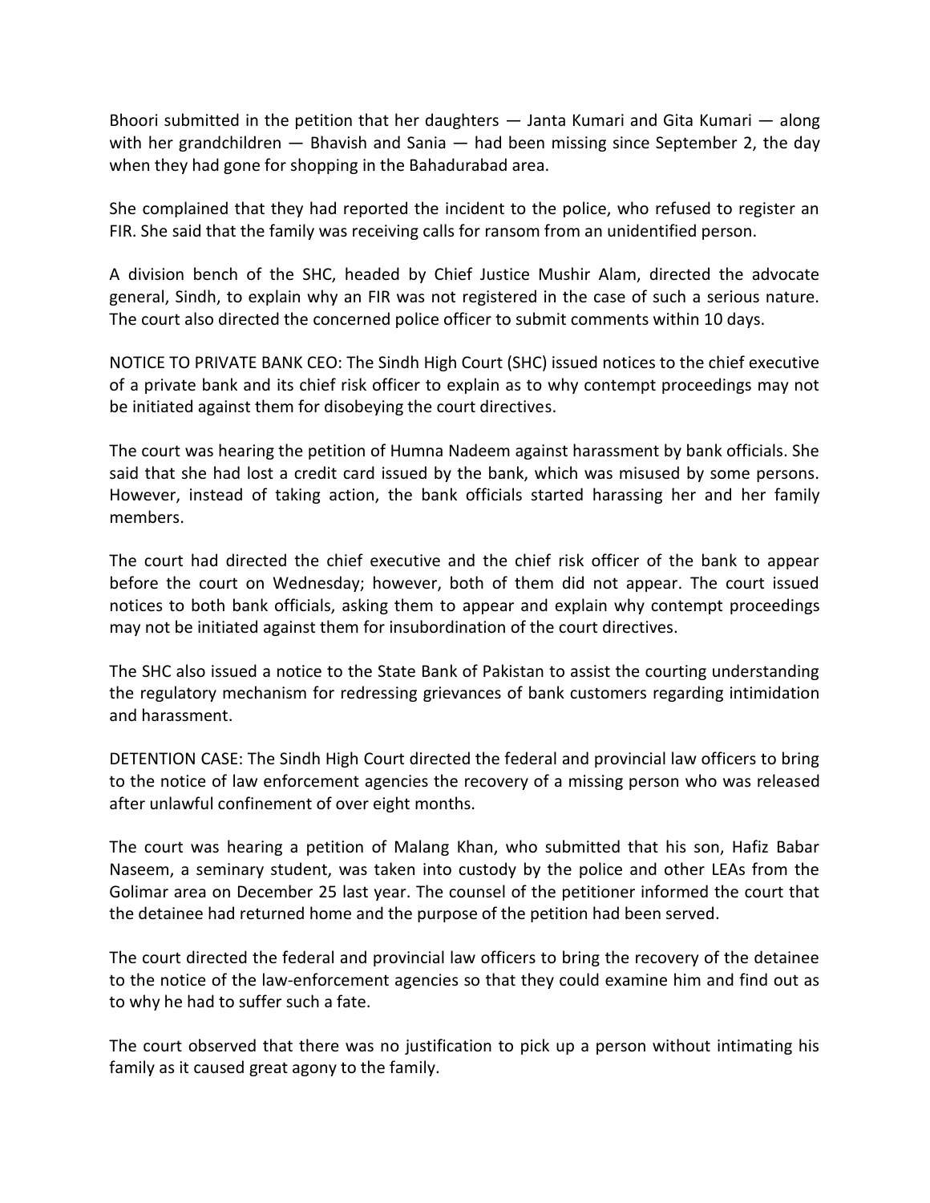Bhoori submitted in the petition that her daughters — Janta Kumari and Gita Kumari — along with her grandchildren — Bhavish and Sania — had been missing since September 2, the day when they had gone for shopping in the Bahadurabad area.

She complained that they had reported the incident to the police, who refused to register an FIR. She said that the family was receiving calls for ransom from an unidentified person.

A division bench of the SHC, headed by Chief Justice Mushir Alam, directed the advocate general, Sindh, to explain why an FIR was not registered in the case of such a serious nature. The court also directed the concerned police officer to submit comments within 10 days.

NOTICE TO PRIVATE BANK CEO: The Sindh High Court (SHC) issued notices to the chief executive of a private bank and its chief risk officer to explain as to why contempt proceedings may not be initiated against them for disobeying the court directives.

The court was hearing the petition of Humna Nadeem against harassment by bank officials. She said that she had lost a credit card issued by the bank, which was misused by some persons. However, instead of taking action, the bank officials started harassing her and her family members.

The court had directed the chief executive and the chief risk officer of the bank to appear before the court on Wednesday; however, both of them did not appear. The court issued notices to both bank officials, asking them to appear and explain why contempt proceedings may not be initiated against them for insubordination of the court directives.

The SHC also issued a notice to the State Bank of Pakistan to assist the courting understanding the regulatory mechanism for redressing grievances of bank customers regarding intimidation and harassment.

DETENTION CASE: The Sindh High Court directed the federal and provincial law officers to bring to the notice of law enforcement agencies the recovery of a missing person who was released after unlawful confinement of over eight months.

The court was hearing a petition of Malang Khan, who submitted that his son, Hafiz Babar Naseem, a seminary student, was taken into custody by the police and other LEAs from the Golimar area on December 25 last year. The counsel of the petitioner informed the court that the detainee had returned home and the purpose of the petition had been served.

The court directed the federal and provincial law officers to bring the recovery of the detainee to the notice of the law-enforcement agencies so that they could examine him and find out as to why he had to suffer such a fate.

The court observed that there was no justification to pick up a person without intimating his family as it caused great agony to the family.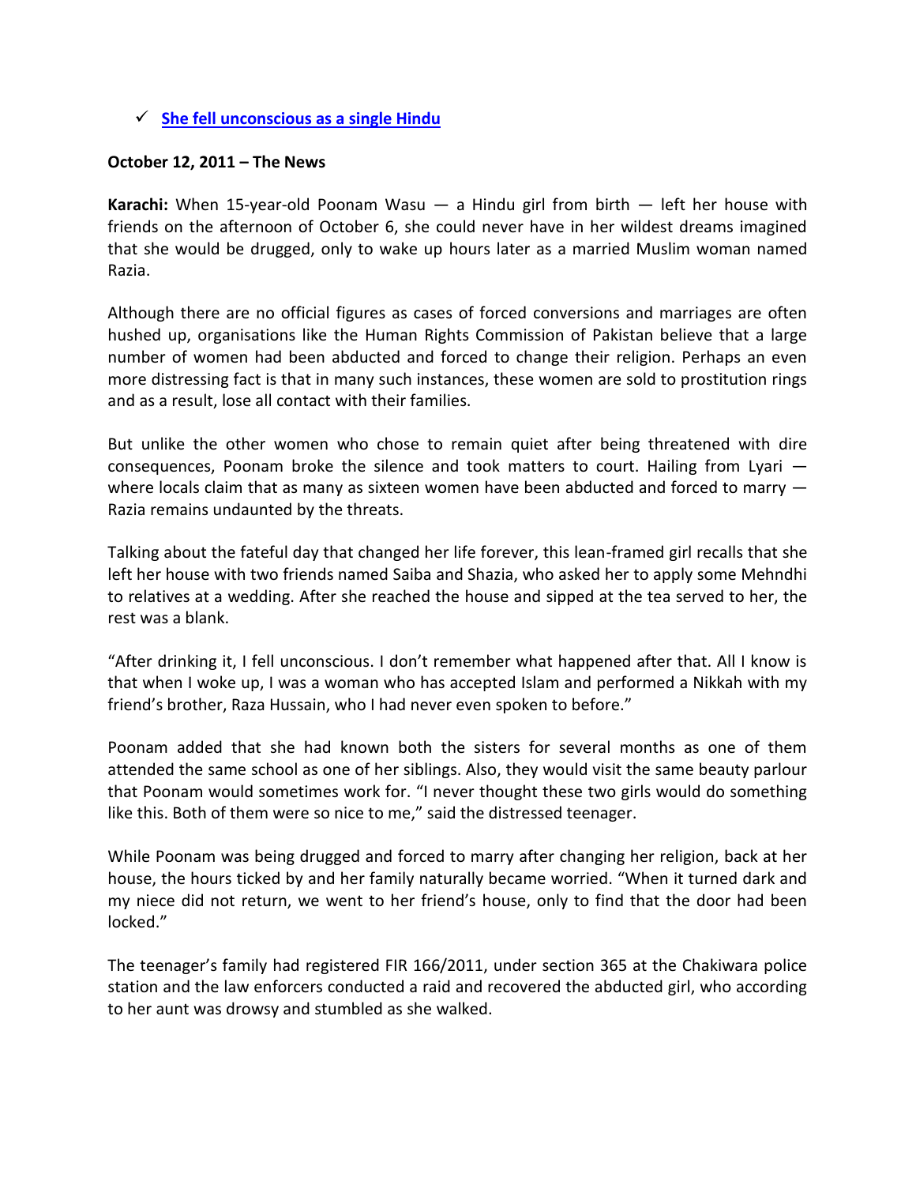- ✓ **[She fell unconscious as a single Hindu]()**

**October 12, 2011 – The News**

**Karachi:** When 15-year-old Poonam Wasu — a Hindu girl from birth — left her house with friends on the afternoon of October 6, she could never have in her wildest dreams imagined that she would be drugged, only to wake up hours later as a married Muslim woman named Razia.

Although there are no official figures as cases of forced conversions and marriages are often hushed up, organisations like the Human Rights Commission of Pakistan believe that a large number of women had been abducted and forced to change their religion. Perhaps an even more distressing fact is that in many such instances, these women are sold to prostitution rings and as a result, lose all contact with their families.

But unlike the other women who chose to remain quiet after being threatened with dire consequences, Poonam broke the silence and took matters to court. Hailing from Lyari — where locals claim that as many as sixteen women have been abducted and forced to marry — Razia remains undaunted by the threats.

Talking about the fateful day that changed her life forever, this lean-framed girl recalls that she left her house with two friends named Saiba and Shazia, who asked her to apply some Mehndhi to relatives at a wedding. After she reached the house and sipped at the tea served to her, the rest was a blank.

"After drinking it, I fell unconscious. I don't remember what happened after that. All I know is that when I woke up, I was a woman who has accepted Islam and performed a Nikkah with my friend's brother, Raza Hussain, who I had never even spoken to before."

Poonam added that she had known both the sisters for several months as one of them attended the same school as one of her siblings. Also, they would visit the same beauty parlour that Poonam would sometimes work for. "I never thought these two girls would do something like this. Both of them were so nice to me," said the distressed teenager.

While Poonam was being drugged and forced to marry after changing her religion, back at her house, the hours ticked by and her family naturally became worried. "When it turned dark and my niece did not return, we went to her friend's house, only to find that the door had been locked."

The teenager's family had registered FIR 166/2011, under section 365 at the Chakiwara police station and the law enforcers conducted a raid and recovered the abducted girl, who according to her aunt was drowsy and stumbled as she walked.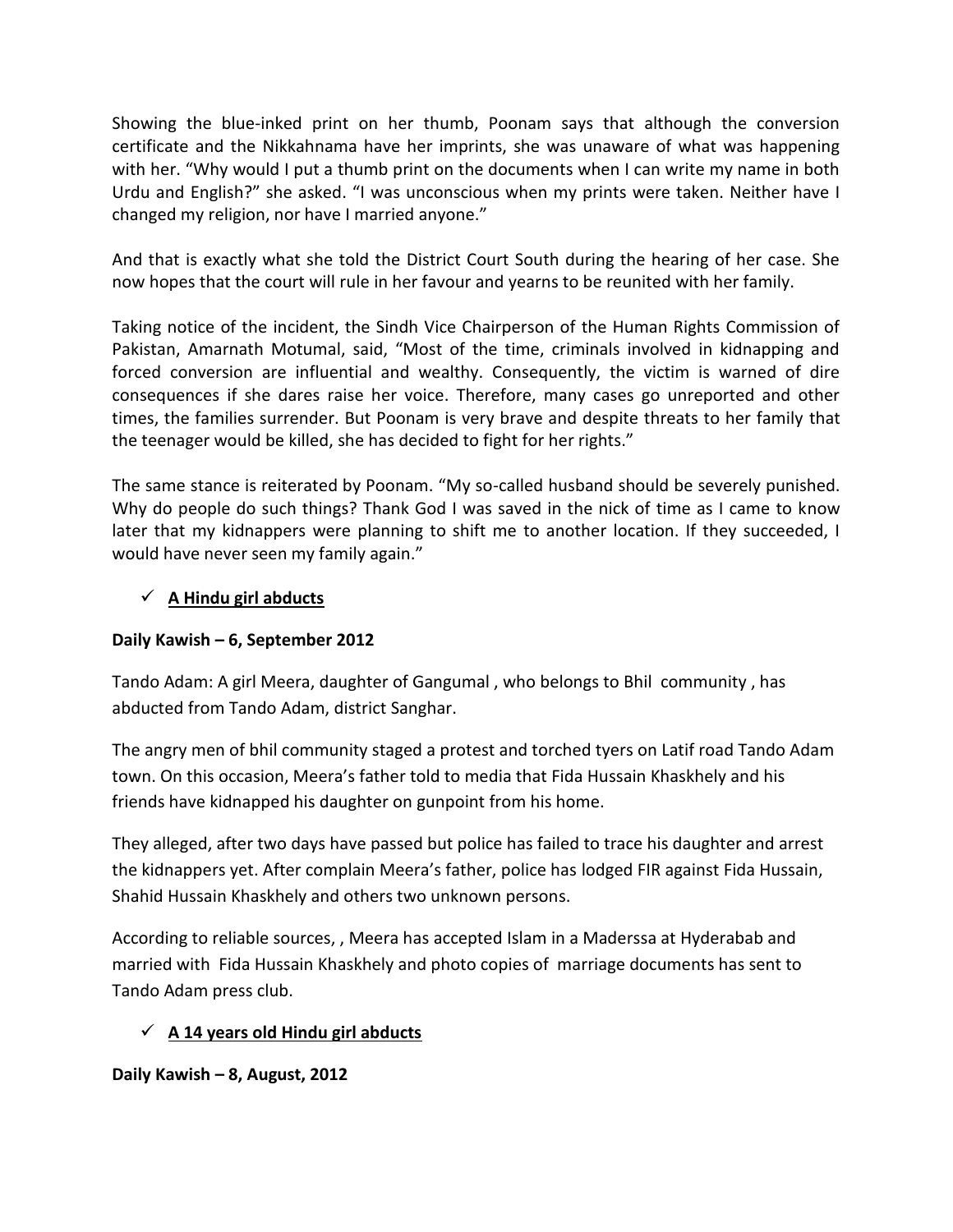Showing the blue-inked print on her thumb, Poonam says that although the conversion certificate and the Nikkahnama have her imprints, she was unaware of what was happening with her. "Why would I put a thumb print on the documents when I can write my name in both Urdu and English?" she asked. "I was unconscious when my prints were taken. Neither have I changed my religion, nor have I married anyone."

And that is exactly what she told the District Court South during the hearing of her case. She now hopes that the court will rule in her favour and yearns to be reunited with her family.

Taking notice of the incident, the Sindh Vice Chairperson of the Human Rights Commission of Pakistan, Amarnath Motumal, said, "Most of the time, criminals involved in kidnapping and forced conversion are influential and wealthy. Consequently, the victim is warned of dire consequences if she dares raise her voice. Therefore, many cases go unreported and other times, the families surrender. But Poonam is very brave and despite threats to her family that the teenager would be killed, she has decided to fight for her rights."

The same stance is reiterated by Poonam. "My so-called husband should be severely punished. Why do people do such things? Thank God I was saved in the nick of time as I came to know later that my kidnappers were planning to shift me to another location. If they succeeded, I would have never seen my family again."

- ✓ **A Hindu girl abducts**

**Daily Kawish – 6, September 2012**

Tando Adam: A girl Meera, daughter of Gangumal , who belongs to Bhil community , has abducted from Tando Adam, district Sanghar.

The angry men of bhil community staged a protest and torched tyers on Latif road Tando Adam town. On this occasion, Meera's father told to media that Fida Hussain Khaskhely and his friends have kidnapped his daughter on gunpoint from his home.

They alleged, after two days have passed but police has failed to trace his daughter and arrest the kidnappers yet. After complain Meera's father, police has lodged FIR against Fida Hussain, Shahid Hussain Khaskhely and others two unknown persons.

According to reliable sources, , Meera has accepted Islam in a Maderssa at Hyderabab and married with Fida Hussain Khaskhely and photo copies of marriage documents has sent to Tando Adam press club.

- ✓ **A 14 years old Hindu girl abducts**

**Daily Kawish – 8, August, 2012**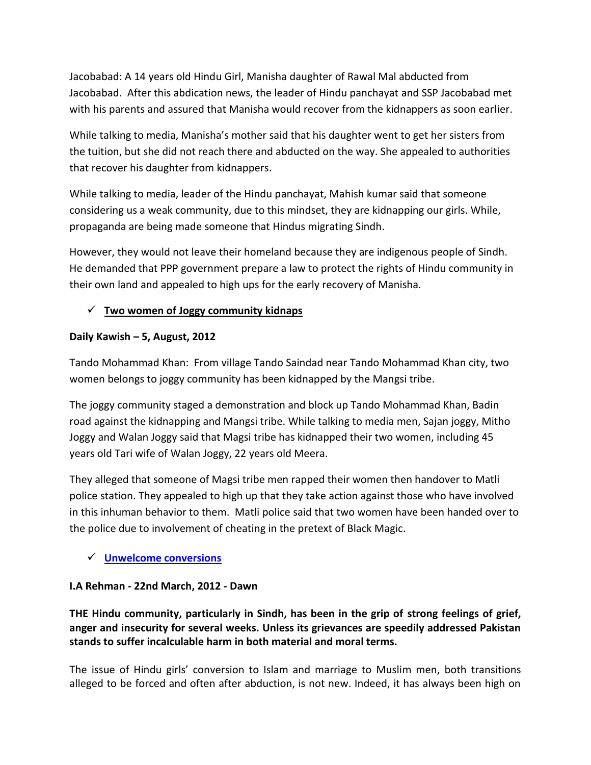Jacobabad: A 14 years old Hindu Girl, Manisha daughter of Rawal Mal abducted from Jacobabad. After this abdication news, the leader of Hindu panchayat and SSP Jacobabad met with his parents and assured that Manisha would recover from the kidnappers as soon earlier.

While talking to media, Manisha's mother said that his daughter went to get her sisters from the tuition, but she did not reach there and abducted on the way. She appealed to authorities that recover his daughter from kidnappers.

While talking to media, leader of the Hindu panchayat, Mahish kumar said that someone considering us a weak community, due to this mindset, they are kidnapping our girls. While, propaganda are being made someone that Hindus migrating Sindh.

However, they would not leave their homeland because they are indigenous people of Sindh. He demanded that PPP government prepare a law to protect the rights of Hindu community in their own land and appealed to high ups for the early recovery of Manisha.

- ✓ **Two women of Joggy community kidnaps**

**Daily Kawish – 5, August, 2012**

Tando Mohammad Khan: From village Tando Saindad near Tando Mohammad Khan city, two women belongs to joggy community has been kidnapped by the Mangsi tribe.

The joggy community staged a demonstration and block up Tando Mohammad Khan, Badin road against the kidnapping and Mangsi tribe. While talking to media men, Sajan joggy, Mitho Joggy and Walan Joggy said that Magsi tribe has kidnapped their two women, including 45 years old Tari wife of Walan Joggy, 22 years old Meera.

They alleged that someone of Magsi tribe men rapped their women then handover to Matli police station. They appealed to high up that they take action against those who have involved in this inhuman behavior to them. Matli police said that two women have been handed over to the police due to involvement of cheating in the pretext of Black Magic.

- ✓ **Unwelcome conversions**

**I.A Rehman - 22nd March, 2012 - Dawn**

**THE Hindu community, particularly in Sindh, has been in the grip of strong feelings of grief, anger and insecurity for several weeks. Unless its grievances are speedily addressed Pakistan stands to suffer incalculable harm in both material and moral terms.**

The issue of Hindu girls' conversion to Islam and marriage to Muslim men, both transitions alleged to be forced and often after abduction, is not new. Indeed, it has always been high on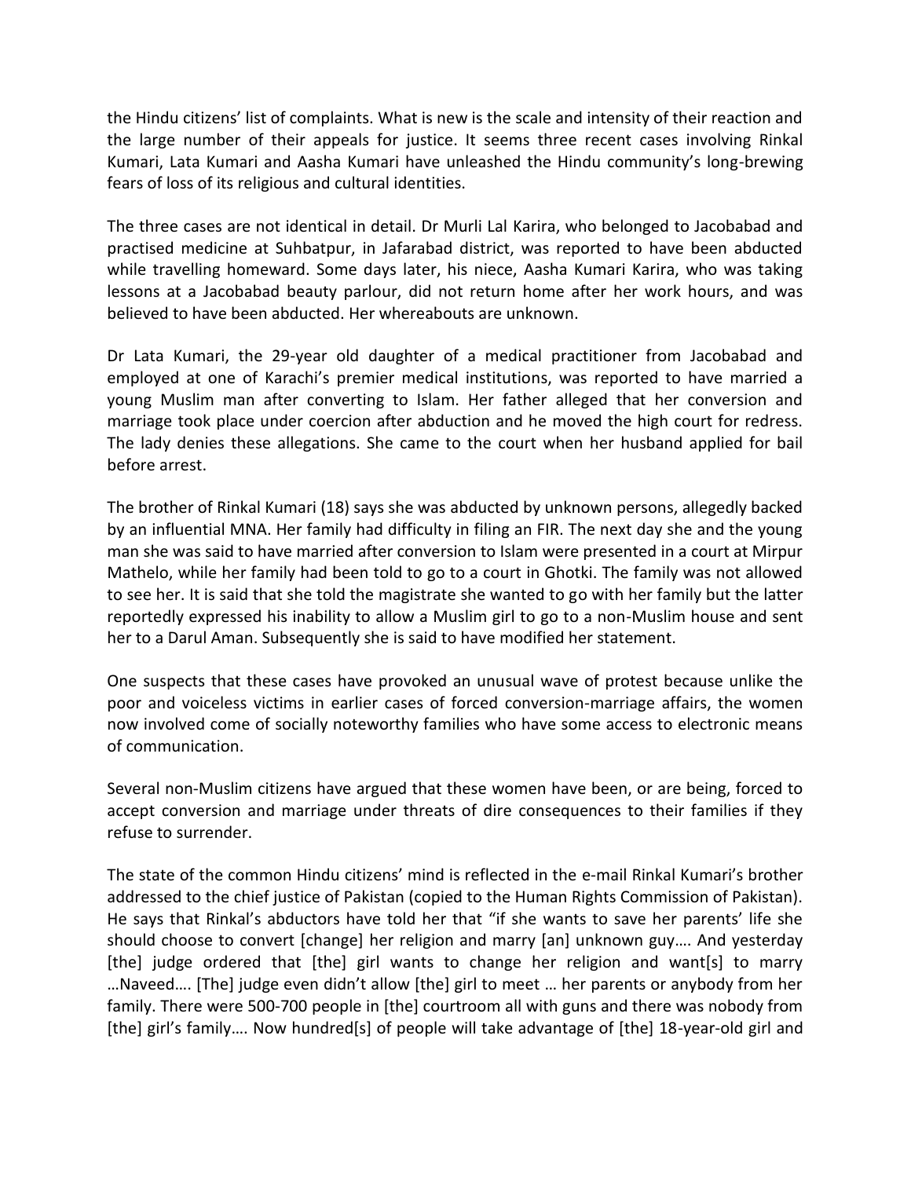the Hindu citizens' list of complaints. What is new is the scale and intensity of their reaction and the large number of their appeals for justice. It seems three recent cases involving Rinkal Kumari, Lata Kumari and Aasha Kumari have unleashed the Hindu community's long-brewing fears of loss of its religious and cultural identities.

The three cases are not identical in detail. Dr Murli Lal Karira, who belonged to Jacobabad and practised medicine at Suhbatpur, in Jafarabad district, was reported to have been abducted while travelling homeward. Some days later, his niece, Aasha Kumari Karira, who was taking lessons at a Jacobabad beauty parlour, did not return home after her work hours, and was believed to have been abducted. Her whereabouts are unknown.

Dr Lata Kumari, the 29-year old daughter of a medical practitioner from Jacobabad and employed at one of Karachi's premier medical institutions, was reported to have married a young Muslim man after converting to Islam. Her father alleged that her conversion and marriage took place under coercion after abduction and he moved the high court for redress. The lady denies these allegations. She came to the court when her husband applied for bail before arrest.

The brother of Rinkal Kumari (18) says she was abducted by unknown persons, allegedly backed by an influential MNA. Her family had difficulty in filing an FIR. The next day she and the young man she was said to have married after conversion to Islam were presented in a court at Mirpur Mathelo, while her family had been told to go to a court in Ghotki. The family was not allowed to see her. It is said that she told the magistrate she wanted to go with her family but the latter reportedly expressed his inability to allow a Muslim girl to go to a non-Muslim house and sent her to a Darul Aman. Subsequently she is said to have modified her statement.

One suspects that these cases have provoked an unusual wave of protest because unlike the poor and voiceless victims in earlier cases of forced conversion-marriage affairs, the women now involved come of socially noteworthy families who have some access to electronic means of communication.

Several non-Muslim citizens have argued that these women have been, or are being, forced to accept conversion and marriage under threats of dire consequences to their families if they refuse to surrender.

The state of the common Hindu citizens' mind is reflected in the e-mail Rinkal Kumari's brother addressed to the chief justice of Pakistan (copied to the Human Rights Commission of Pakistan). He says that Rinkal's abductors have told her that "if she wants to save her parents' life she should choose to convert [change] her religion and marry [an] unknown guy…. And yesterday [the] judge ordered that [the] girl wants to change her religion and want[s] to marry …Naveed…. [The] judge even didn't allow [the] girl to meet … her parents or anybody from her family. There were 500-700 people in [the] courtroom all with guns and there was nobody from [the] girl's family…. Now hundred[s] of people will take advantage of [the] 18-year-old girl and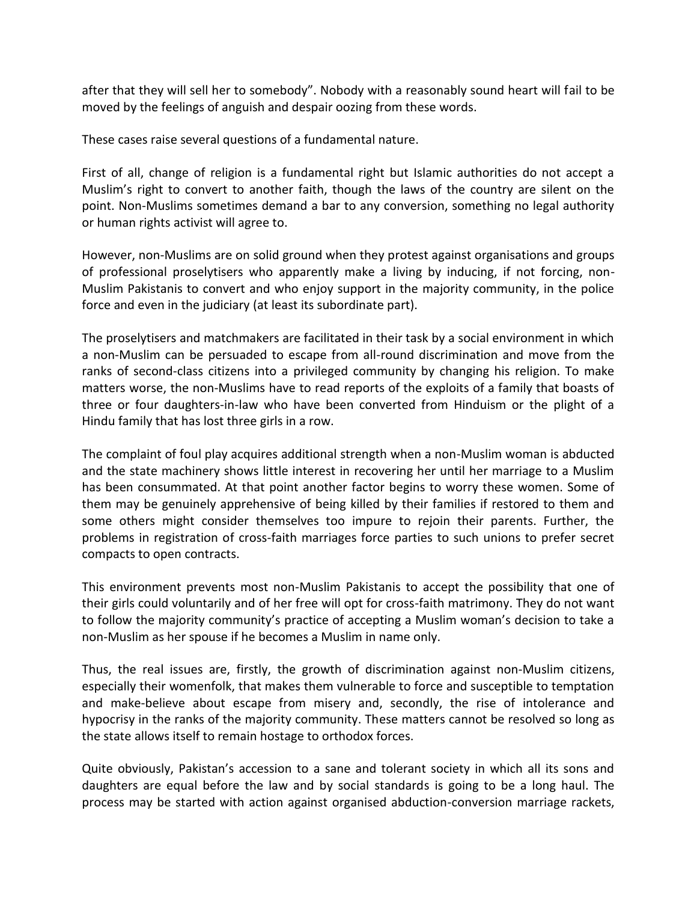after that they will sell her to somebody". Nobody with a reasonably sound heart will fail to be moved by the feelings of anguish and despair oozing from these words.

These cases raise several questions of a fundamental nature.

First of all, change of religion is a fundamental right but Islamic authorities do not accept a Muslim's right to convert to another faith, though the laws of the country are silent on the point. Non-Muslims sometimes demand a bar to any conversion, something no legal authority or human rights activist will agree to.

However, non-Muslims are on solid ground when they protest against organisations and groups of professional proselytisers who apparently make a living by inducing, if not forcing, non-Muslim Pakistanis to convert and who enjoy support in the majority community, in the police force and even in the judiciary (at least its subordinate part).

The proselytisers and matchmakers are facilitated in their task by a social environment in which a non-Muslim can be persuaded to escape from all-round discrimination and move from the ranks of second-class citizens into a privileged community by changing his religion. To make matters worse, the non-Muslims have to read reports of the exploits of a family that boasts of three or four daughters-in-law who have been converted from Hinduism or the plight of a Hindu family that has lost three girls in a row.

The complaint of foul play acquires additional strength when a non-Muslim woman is abducted and the state machinery shows little interest in recovering her until her marriage to a Muslim has been consummated. At that point another factor begins to worry these women. Some of them may be genuinely apprehensive of being killed by their families if restored to them and some others might consider themselves too impure to rejoin their parents. Further, the problems in registration of cross-faith marriages force parties to such unions to prefer secret compacts to open contracts.

This environment prevents most non-Muslim Pakistanis to accept the possibility that one of their girls could voluntarily and of her free will opt for cross-faith matrimony. They do not want to follow the majority community's practice of accepting a Muslim woman's decision to take a non-Muslim as her spouse if he becomes a Muslim in name only.

Thus, the real issues are, firstly, the growth of discrimination against non-Muslim citizens, especially their womenfolk, that makes them vulnerable to force and susceptible to temptation and make-believe about escape from misery and, secondly, the rise of intolerance and hypocrisy in the ranks of the majority community. These matters cannot be resolved so long as the state allows itself to remain hostage to orthodox forces.

Quite obviously, Pakistan's accession to a sane and tolerant society in which all its sons and daughters are equal before the law and by social standards is going to be a long haul. The process may be started with action against organised abduction-conversion marriage rackets,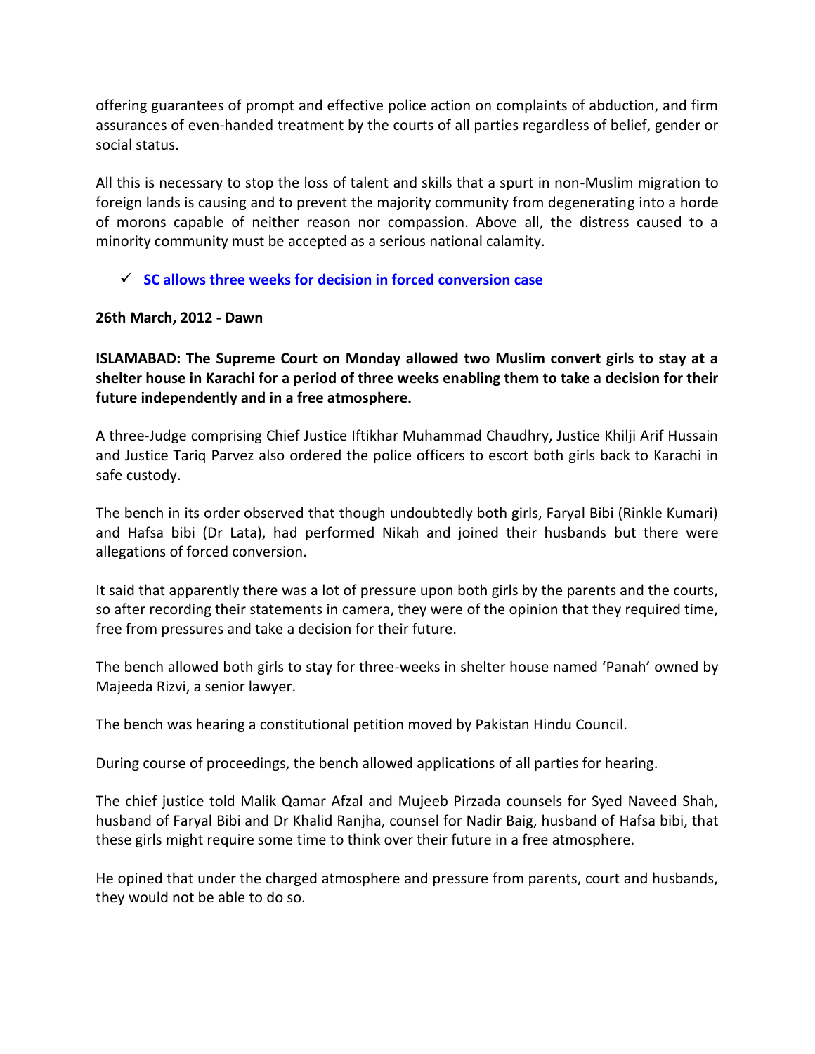offering guarantees of prompt and effective police action on complaints of abduction, and firm assurances of even-handed treatment by the courts of all parties regardless of belief, gender or social status.

All this is necessary to stop the loss of talent and skills that a spurt in non-Muslim migration to foreign lands is causing and to prevent the majority community from degenerating into a horde of morons capable of neither reason nor compassion. Above all, the distress caused to a minority community must be accepted as a serious national calamity.

- ✓ **SC allows three weeks for decision in forced conversion case**

**26th March, 2012 - Dawn**

**ISLAMABAD: The Supreme Court on Monday allowed two Muslim convert girls to stay at a shelter house in Karachi for a period of three weeks enabling them to take a decision for their future independently and in a free atmosphere.**

A three-Judge comprising Chief Justice Iftikhar Muhammad Chaudhry, Justice Khilji Arif Hussain and Justice Tariq Parvez also ordered the police officers to escort both girls back to Karachi in safe custody.

The bench in its order observed that though undoubtedly both girls, Faryal Bibi (Rinkle Kumari) and Hafsa bibi (Dr Lata), had performed Nikah and joined their husbands but there were allegations of forced conversion.

It said that apparently there was a lot of pressure upon both girls by the parents and the courts, so after recording their statements in camera, they were of the opinion that they required time, free from pressures and take a decision for their future.

The bench allowed both girls to stay for three-weeks in shelter house named 'Panah' owned by Majeeda Rizvi, a senior lawyer.

The bench was hearing a constitutional petition moved by Pakistan Hindu Council.

During course of proceedings, the bench allowed applications of all parties for hearing.

The chief justice told Malik Qamar Afzal and Mujeeb Pirzada counsels for Syed Naveed Shah, husband of Faryal Bibi and Dr Khalid Ranjha, counsel for Nadir Baig, husband of Hafsa bibi, that these girls might require some time to think over their future in a free atmosphere.

He opined that under the charged atmosphere and pressure from parents, court and husbands, they would not be able to do so.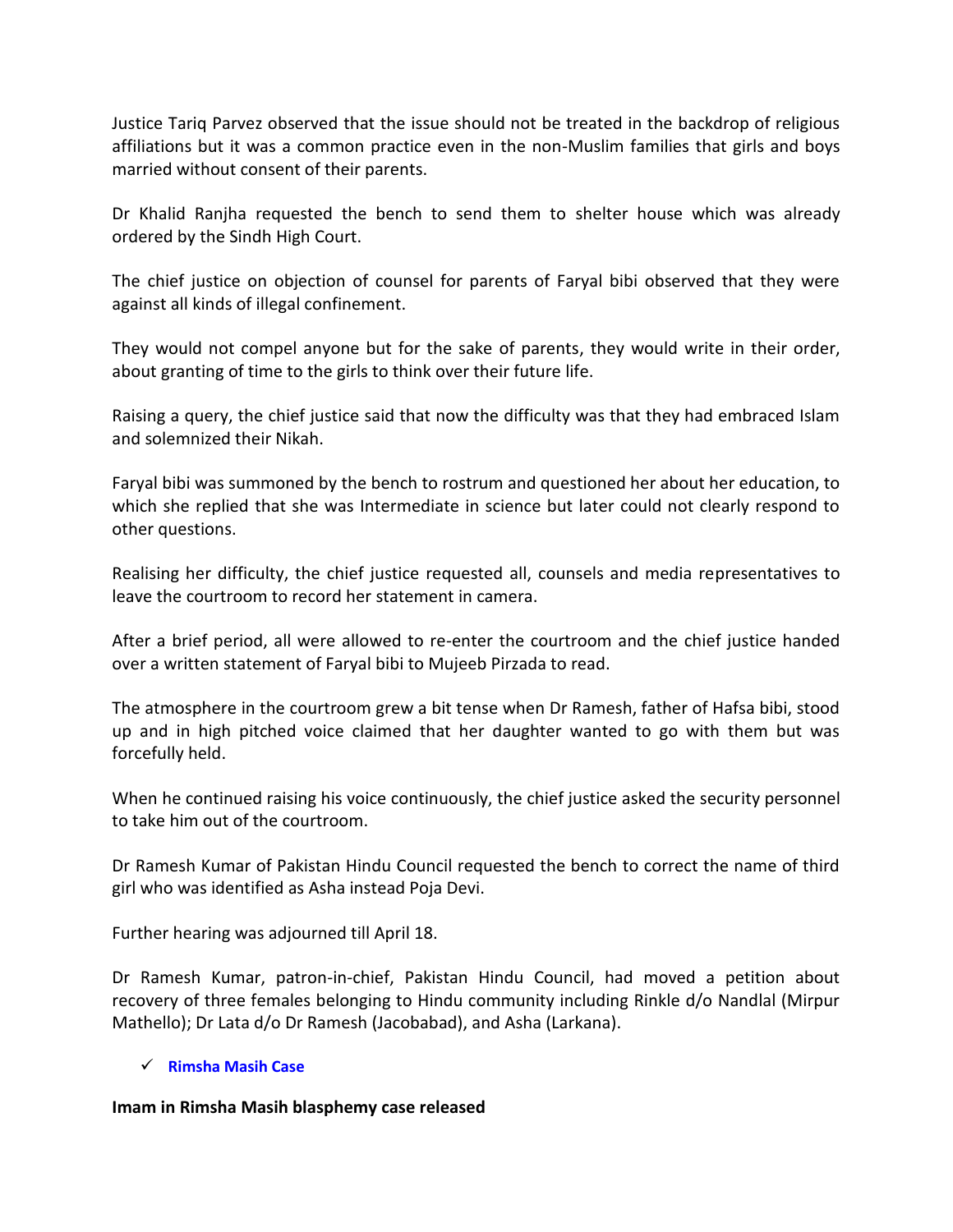Justice Tariq Parvez observed that the issue should not be treated in the backdrop of religious affiliations but it was a common practice even in the non-Muslim families that girls and boys married without consent of their parents.

Dr Khalid Ranjha requested the bench to send them to shelter house which was already ordered by the Sindh High Court.

The chief justice on objection of counsel for parents of Faryal bibi observed that they were against all kinds of illegal confinement.

They would not compel anyone but for the sake of parents, they would write in their order, about granting of time to the girls to think over their future life.

Raising a query, the chief justice said that now the difficulty was that they had embraced Islam and solemnized their Nikah.

Faryal bibi was summoned by the bench to rostrum and questioned her about her education, to which she replied that she was Intermediate in science but later could not clearly respond to other questions.

Realising her difficulty, the chief justice requested all, counsels and media representatives to leave the courtroom to record her statement in camera.

After a brief period, all were allowed to re-enter the courtroom and the chief justice handed over a written statement of Faryal bibi to Mujeeb Pirzada to read.

The atmosphere in the courtroom grew a bit tense when Dr Ramesh, father of Hafsa bibi, stood up and in high pitched voice claimed that her daughter wanted to go with them but was forcefully held.

When he continued raising his voice continuously, the chief justice asked the security personnel to take him out of the courtroom.

Dr Ramesh Kumar of Pakistan Hindu Council requested the bench to correct the name of third girl who was identified as Asha instead Poja Devi.

Further hearing was adjourned till April 18.

Dr Ramesh Kumar, patron-in-chief, Pakistan Hindu Council, had moved a petition about recovery of three females belonging to Hindu community including Rinkle d/o Nandlal (Mirpur Mathello); Dr Lata d/o Dr Ramesh (Jacobabad), and Asha (Larkana).

- ✓ **Rimsha Masih Case**

**Imam in Rimsha Masih blasphemy case released**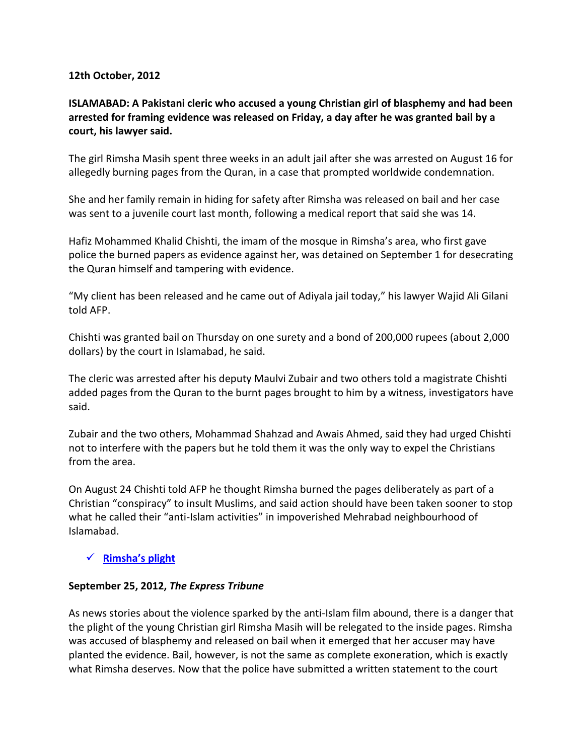**12th October, 2012**

**ISLAMABAD: A Pakistani cleric who accused a young Christian girl of blasphemy and had been arrested for framing evidence was released on Friday, a day after he was granted bail by a court, his lawyer said.**

The girl Rimsha Masih spent three weeks in an adult jail after she was arrested on August 16 for allegedly burning pages from the Quran, in a case that prompted worldwide condemnation.

She and her family remain in hiding for safety after Rimsha was released on bail and her case was sent to a juvenile court last month, following a medical report that said she was 14.

Hafiz Mohammed Khalid Chishti, the imam of the mosque in Rimsha's area, who first gave police the burned papers as evidence against her, was detained on September 1 for desecrating the Quran himself and tampering with evidence.

"My client has been released and he came out of Adiyala jail today," his lawyer Wajid Ali Gilani told AFP.

Chishti was granted bail on Thursday on one surety and a bond of 200,000 rupees (about 2,000 dollars) by the court in Islamabad, he said.

The cleric was arrested after his deputy Maulvi Zubair and two others told a magistrate Chishti added pages from the Quran to the burnt pages brought to him by a witness, investigators have said.

Zubair and the two others, Mohammad Shahzad and Awais Ahmed, said they had urged Chishti not to interfere with the papers but he told them it was the only way to expel the Christians from the area.

On August 24 Chishti told AFP he thought Rimsha burned the pages deliberately as part of a Christian "conspiracy" to insult Muslims, and said action should have been taken sooner to stop what he called their "anti-Islam activities" in impoverished Mehrabad neighbourhood of Islamabad.

- ✓ **Rimsha's plight**

**September 25, 2012, *The Express Tribune***

As news stories about the violence sparked by the anti-Islam film abound, there is a danger that the plight of the young Christian girl Rimsha Masih will be relegated to the inside pages. Rimsha was accused of blasphemy and released on bail when it emerged that her accuser may have planted the evidence. Bail, however, is not the same as complete exoneration, which is exactly what Rimsha deserves. Now that the police have submitted a written statement to the court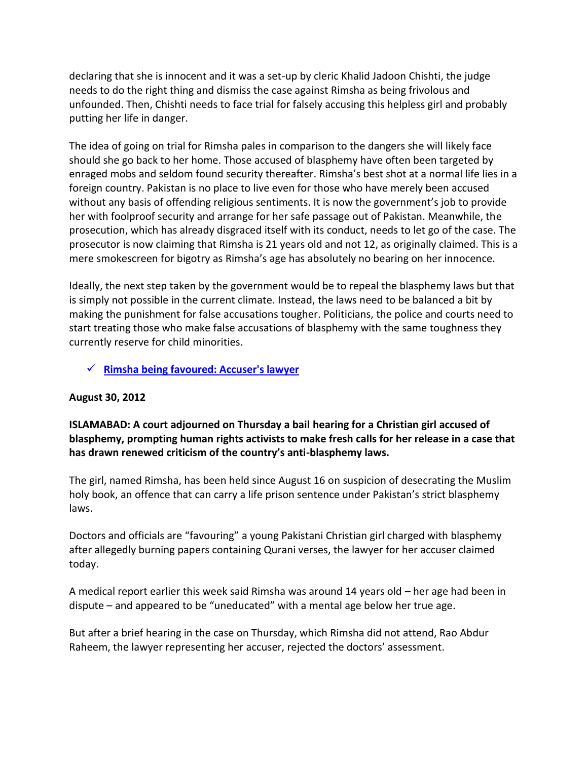declaring that she is innocent and it was a set-up by cleric Khalid Jadoon Chishti, the judge needs to do the right thing and dismiss the case against Rimsha as being frivolous and unfounded. Then, Chishti needs to face trial for falsely accusing this helpless girl and probably putting her life in danger.

The idea of going on trial for Rimsha pales in comparison to the dangers she will likely face should she go back to her home. Those accused of blasphemy have often been targeted by enraged mobs and seldom found security thereafter. Rimsha's best shot at a normal life lies in a foreign country. Pakistan is no place to live even for those who have merely been accused without any basis of offending religious sentiments. It is now the government's job to provide her with foolproof security and arrange for her safe passage out of Pakistan. Meanwhile, the prosecution, which has already disgraced itself with its conduct, needs to let go of the case. The prosecutor is now claiming that Rimsha is 21 years old and not 12, as originally claimed. This is a mere smokescreen for bigotry as Rimsha's age has absolutely no bearing on her innocence.

Ideally, the next step taken by the government would be to repeal the blasphemy laws but that is simply not possible in the current climate. Instead, the laws need to be balanced a bit by making the punishment for false accusations tougher. Politicians, the police and courts need to start treating those who make false accusations of blasphemy with the same toughness they currently reserve for child minorities.

- ✓ **Rimsha being favoured: Accuser's lawyer**

**August 30, 2012**

**ISLAMABAD: A court adjourned on Thursday a bail hearing for a Christian girl accused of blasphemy, prompting human rights activists to make fresh calls for her release in a case that has drawn renewed criticism of the country's anti-blasphemy laws.**

The girl, named Rimsha, has been held since August 16 on suspicion of desecrating the Muslim holy book, an offence that can carry a life prison sentence under Pakistan's strict blasphemy laws.

Doctors and officials are "favouring" a young Pakistani Christian girl charged with blasphemy after allegedly burning papers containing Qurani verses, the lawyer for her accuser claimed today.

A medical report earlier this week said Rimsha was around 14 years old – her age had been in dispute – and appeared to be "uneducated" with a mental age below her true age.

But after a brief hearing in the case on Thursday, which Rimsha did not attend, Rao Abdur Raheem, the lawyer representing her accuser, rejected the doctors' assessment.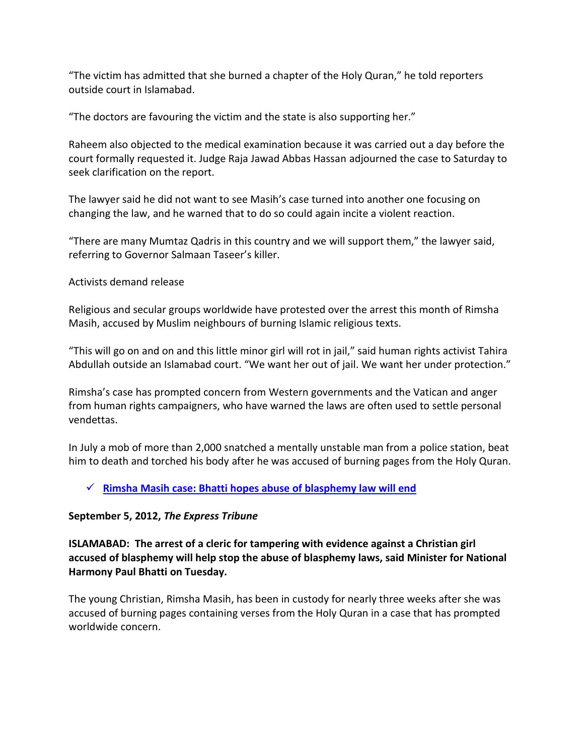"The victim has admitted that she burned a chapter of the Holy Quran," he told reporters outside court in Islamabad.

"The doctors are favouring the victim and the state is also supporting her."

Raheem also objected to the medical examination because it was carried out a day before the court formally requested it. Judge Raja Jawad Abbas Hassan adjourned the case to Saturday to seek clarification on the report.

The lawyer said he did not want to see Masih's case turned into another one focusing on changing the law, and he warned that to do so could again incite a violent reaction.

"There are many Mumtaz Qadris in this country and we will support them," the lawyer said, referring to Governor Salmaan Taseer's killer.

Activists demand release

Religious and secular groups worldwide have protested over the arrest this month of Rimsha Masih, accused by Muslim neighbours of burning Islamic religious texts.

"This will go on and on and this little minor girl will rot in jail," said human rights activist Tahira Abdullah outside an Islamabad court. "We want her out of jail. We want her under protection."

Rimsha's case has prompted concern from Western governments and the Vatican and anger from human rights campaigners, who have warned the laws are often used to settle personal vendettas.

In July a mob of more than 2,000 snatched a mentally unstable man from a police station, beat him to death and torched his body after he was accused of burning pages from the Holy Quran.

- ✓ **Rimsha Masih case: Bhatti hopes abuse of blasphemy law will end**

**September 5, 2012, *The Express Tribune***

**ISLAMABAD: The arrest of a cleric for tampering with evidence against a Christian girl accused of blasphemy will help stop the abuse of blasphemy laws, said Minister for National Harmony Paul Bhatti on Tuesday.**

The young Christian, Rimsha Masih, has been in custody for nearly three weeks after she was accused of burning pages containing verses from the Holy Quran in a case that has prompted worldwide concern.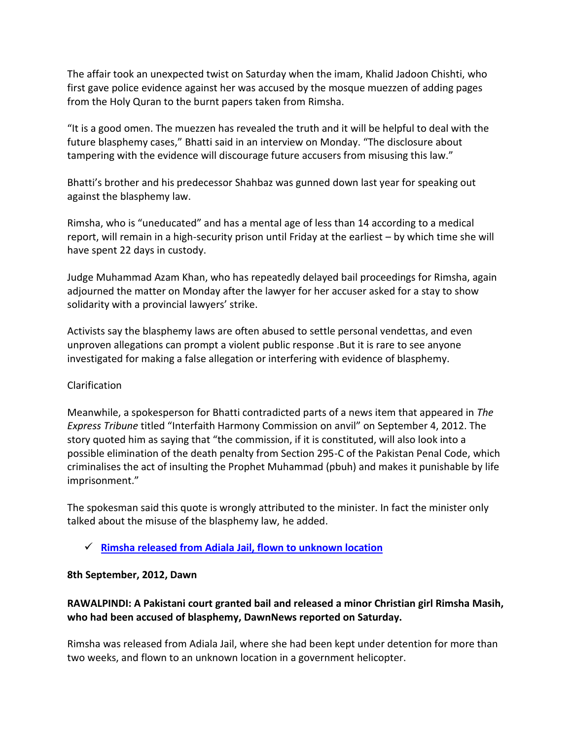The affair took an unexpected twist on Saturday when the imam, Khalid Jadoon Chishti, who first gave police evidence against her was accused by the mosque muezzen of adding pages from the Holy Quran to the burnt papers taken from Rimsha.

"It is a good omen. The muezzen has revealed the truth and it will be helpful to deal with the future blasphemy cases," Bhatti said in an interview on Monday. "The disclosure about tampering with the evidence will discourage future accusers from misusing this law."

Bhatti's brother and his predecessor Shahbaz was gunned down last year for speaking out against the blasphemy law.

Rimsha, who is "uneducated" and has a mental age of less than 14 according to a medical report, will remain in a high-security prison until Friday at the earliest – by which time she will have spent 22 days in custody.

Judge Muhammad Azam Khan, who has repeatedly delayed bail proceedings for Rimsha, again adjourned the matter on Monday after the lawyer for her accuser asked for a stay to show solidarity with a provincial lawyers' strike.

Activists say the blasphemy laws are often abused to settle personal vendettas, and even unproven allegations can prompt a violent public response .But it is rare to see anyone investigated for making a false allegation or interfering with evidence of blasphemy.

Clarification

Meanwhile, a spokesperson for Bhatti contradicted parts of a news item that appeared in *The Express Tribune* titled "Interfaith Harmony Commission on anvil" on September 4, 2012. The story quoted him as saying that "the commission, if it is constituted, will also look into a possible elimination of the death penalty from Section 295-C of the Pakistan Penal Code, which criminalises the act of insulting the Prophet Muhammad (pbuh) and makes it punishable by life imprisonment."

The spokesman said this quote is wrongly attributed to the minister. In fact the minister only talked about the misuse of the blasphemy law, he added.

- ✓ **Rimsha released from Adiala Jail, flown to unknown location**

**8th September, 2012, Dawn**

**RAWALPINDI: A Pakistani court granted bail and released a minor Christian girl Rimsha Masih, who had been accused of blasphemy, DawnNews reported on Saturday.**

Rimsha was released from Adiala Jail, where she had been kept under detention for more than two weeks, and flown to an unknown location in a government helicopter.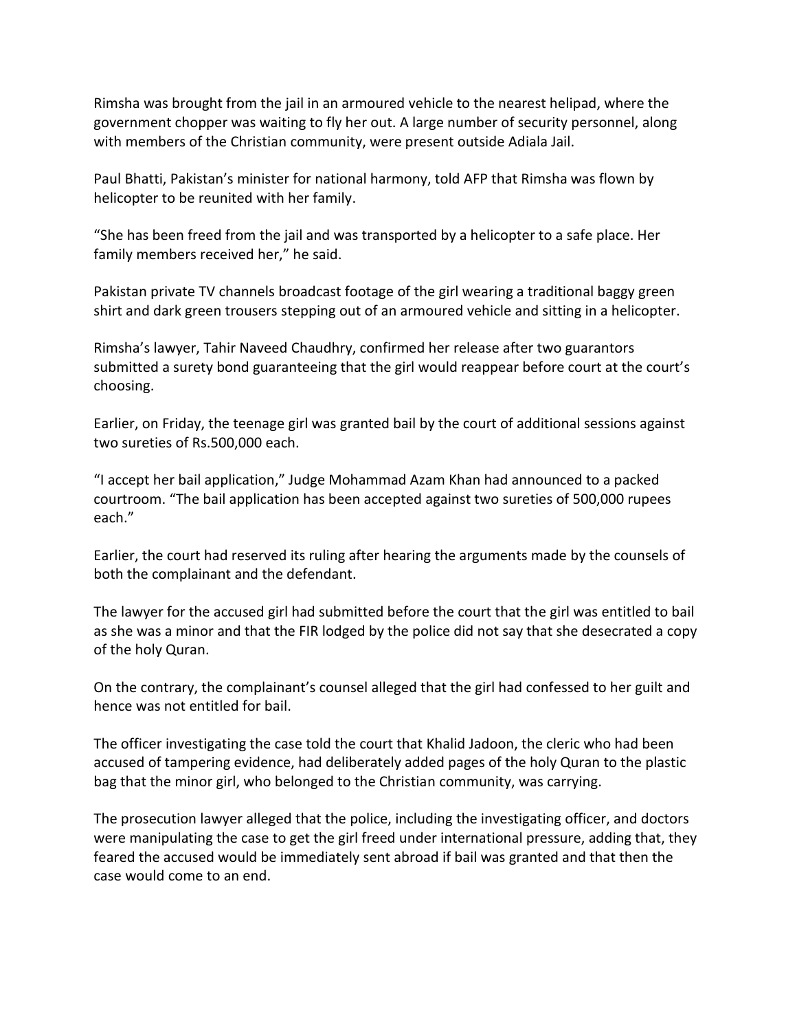Rimsha was brought from the jail in an armoured vehicle to the nearest helipad, where the government chopper was waiting to fly her out. A large number of security personnel, along with members of the Christian community, were present outside Adiala Jail.

Paul Bhatti, Pakistan's minister for national harmony, told AFP that Rimsha was flown by helicopter to be reunited with her family.

"She has been freed from the jail and was transported by a helicopter to a safe place. Her family members received her," he said.

Pakistan private TV channels broadcast footage of the girl wearing a traditional baggy green shirt and dark green trousers stepping out of an armoured vehicle and sitting in a helicopter.

Rimsha's lawyer, Tahir Naveed Chaudhry, confirmed her release after two guarantors submitted a surety bond guaranteeing that the girl would reappear before court at the court's choosing.

Earlier, on Friday, the teenage girl was granted bail by the court of additional sessions against two sureties of Rs.500,000 each.

"I accept her bail application," Judge Mohammad Azam Khan had announced to a packed courtroom. "The bail application has been accepted against two sureties of 500,000 rupees each."

Earlier, the court had reserved its ruling after hearing the arguments made by the counsels of both the complainant and the defendant.

The lawyer for the accused girl had submitted before the court that the girl was entitled to bail as she was a minor and that the FIR lodged by the police did not say that she desecrated a copy of the holy Quran.

On the contrary, the complainant's counsel alleged that the girl had confessed to her guilt and hence was not entitled for bail.

The officer investigating the case told the court that Khalid Jadoon, the cleric who had been accused of tampering evidence, had deliberately added pages of the holy Quran to the plastic bag that the minor girl, who belonged to the Christian community, was carrying.

The prosecution lawyer alleged that the police, including the investigating officer, and doctors were manipulating the case to get the girl freed under international pressure, adding that, they feared the accused would be immediately sent abroad if bail was granted and that then the case would come to an end.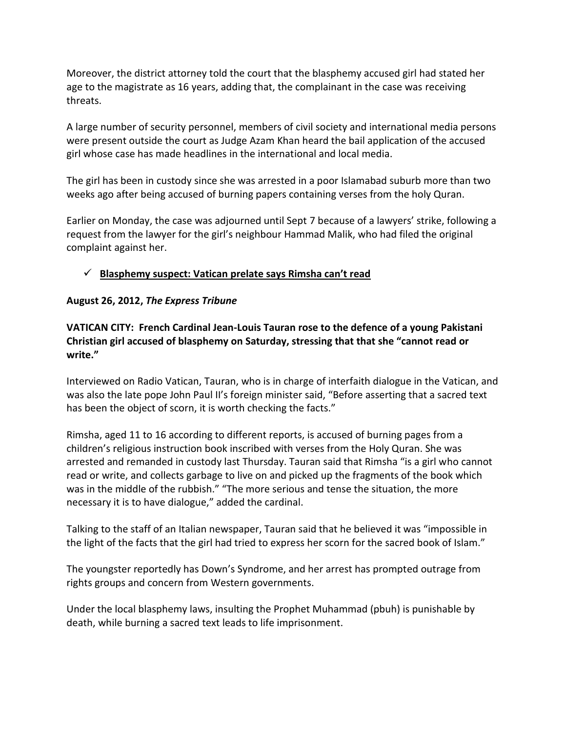Moreover, the district attorney told the court that the blasphemy accused girl had stated her age to the magistrate as 16 years, adding that, the complainant in the case was receiving threats.

A large number of security personnel, members of civil society and international media persons were present outside the court as Judge Azam Khan heard the bail application of the accused girl whose case has made headlines in the international and local media.

The girl has been in custody since she was arrested in a poor Islamabad suburb more than two weeks ago after being accused of burning papers containing verses from the holy Quran.

Earlier on Monday, the case was adjourned until Sept 7 because of a lawyers' strike, following a request from the lawyer for the girl's neighbour Hammad Malik, who had filed the original complaint against her.

- ✓ **Blasphemy suspect: Vatican prelate says Rimsha can't read**

**August 26, 2012, *The Express Tribune***

**VATICAN CITY: French Cardinal Jean-Louis Tauran rose to the defence of a young Pakistani Christian girl accused of blasphemy on Saturday, stressing that that she "cannot read or write."**

Interviewed on Radio Vatican, Tauran, who is in charge of interfaith dialogue in the Vatican, and was also the late pope John Paul II's foreign minister said, "Before asserting that a sacred text has been the object of scorn, it is worth checking the facts."

Rimsha, aged 11 to 16 according to different reports, is accused of burning pages from a children's religious instruction book inscribed with verses from the Holy Quran. She was arrested and remanded in custody last Thursday. Tauran said that Rimsha "is a girl who cannot read or write, and collects garbage to live on and picked up the fragments of the book which was in the middle of the rubbish." "The more serious and tense the situation, the more necessary it is to have dialogue," added the cardinal.

Talking to the staff of an Italian newspaper, Tauran said that he believed it was "impossible in the light of the facts that the girl had tried to express her scorn for the sacred book of Islam."

The youngster reportedly has Down's Syndrome, and her arrest has prompted outrage from rights groups and concern from Western governments.

Under the local blasphemy laws, insulting the Prophet Muhammad (pbuh) is punishable by death, while burning a sacred text leads to life imprisonment.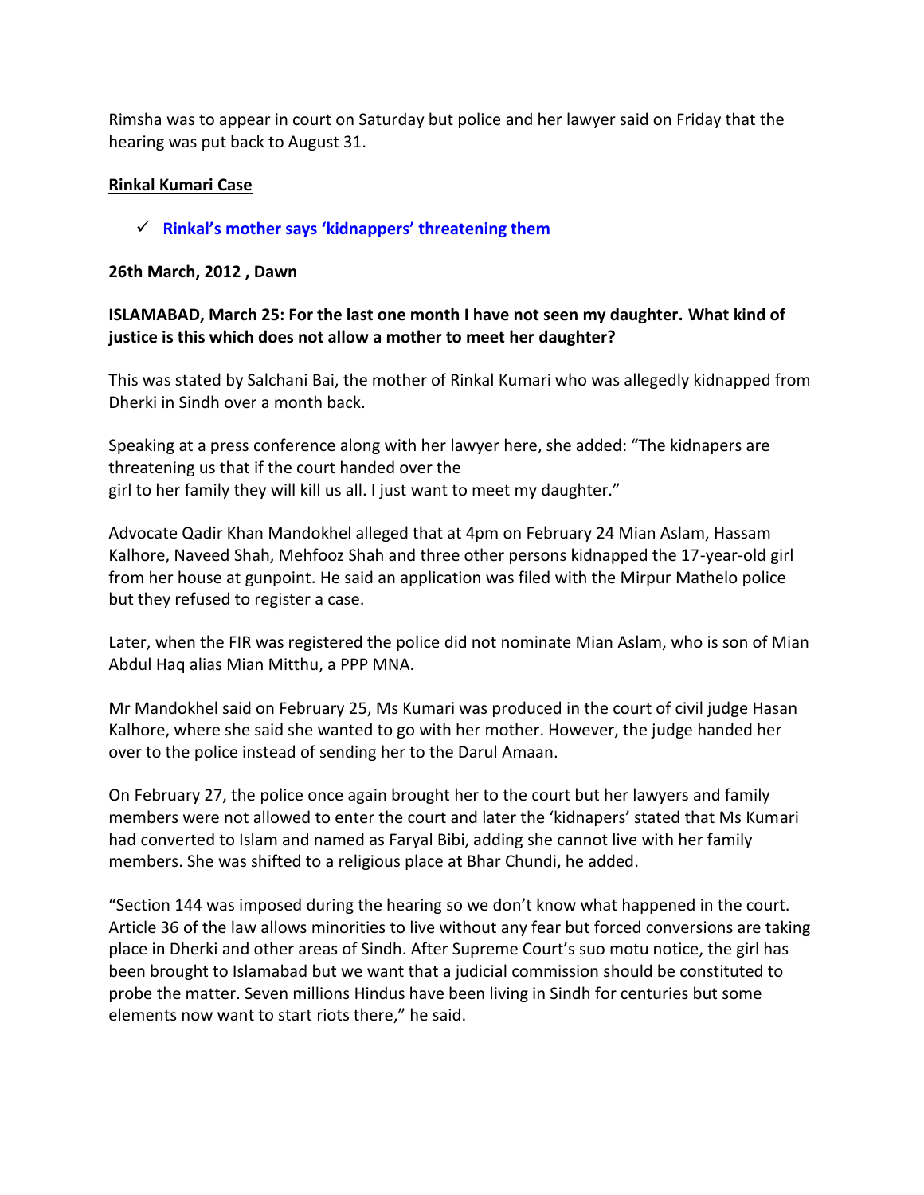Rimsha was to appear in court on Saturday but police and her lawyer said on Friday that the hearing was put back to August 31.

**Rinkal Kumari Case**

- ✓ **Rinkal's mother says 'kidnappers' threatening them**

**26th March, 2012 , Dawn**

**ISLAMABAD, March 25: For the last one month I have not seen my daughter. What kind of justice is this which does not allow a mother to meet her daughter?**

This was stated by Salchani Bai, the mother of Rinkal Kumari who was allegedly kidnapped from Dherki in Sindh over a month back.

Speaking at a press conference along with her lawyer here, she added: "The kidnapers are threatening us that if the court handed over the girl to her family they will kill us all. I just want to meet my daughter."

Advocate Qadir Khan Mandokhel alleged that at 4pm on February 24 Mian Aslam, Hassam Kalhore, Naveed Shah, Mehfooz Shah and three other persons kidnapped the 17-year-old girl from her house at gunpoint. He said an application was filed with the Mirpur Mathelo police but they refused to register a case.

Later, when the FIR was registered the police did not nominate Mian Aslam, who is son of Mian Abdul Haq alias Mian Mitthu, a PPP MNA.

Mr Mandokhel said on February 25, Ms Kumari was produced in the court of civil judge Hasan Kalhore, where she said she wanted to go with her mother. However, the judge handed her over to the police instead of sending her to the Darul Amaan.

On February 27, the police once again brought her to the court but her lawyers and family members were not allowed to enter the court and later the 'kidnappers' stated that Ms Kumari had converted to Islam and named as Faryal Bibi, adding she cannot live with her family members. She was shifted to a religious place at Bhar Chundi, he added.

"Section 144 was imposed during the hearing so we don't know what happened in the court. Article 36 of the law allows minorities to live without any fear but forced conversions are taking place in Dherki and other areas of Sindh. After Supreme Court's suo motu notice, the girl has been brought to Islamabad but we want that a judicial commission should be constituted to probe the matter. Seven millions Hindus have been living in Sindh for centuries but some elements now want to start riots there," he said.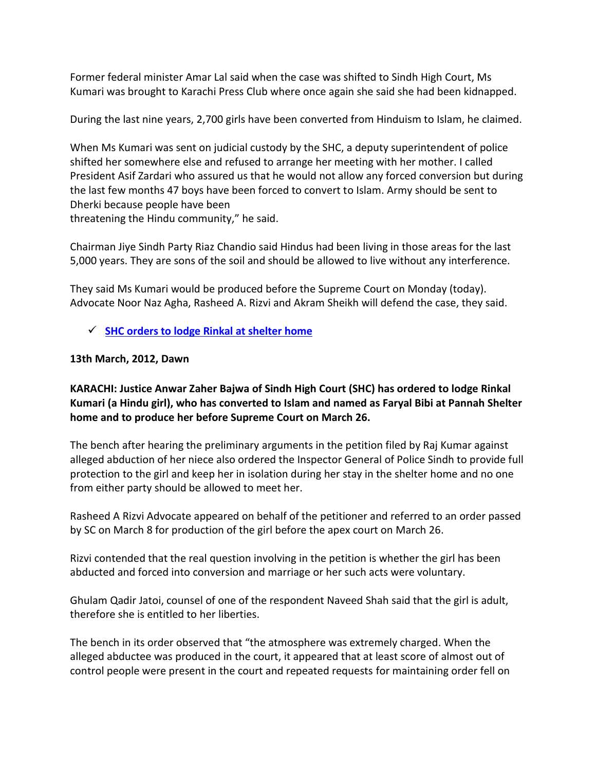Former federal minister Amar Lal said when the case was shifted to Sindh High Court, Ms Kumari was brought to Karachi Press Club where once again she said she had been kidnapped.

During the last nine years, 2,700 girls have been converted from Hinduism to Islam, he claimed.

When Ms Kumari was sent on judicial custody by the SHC, a deputy superintendent of police shifted her somewhere else and refused to arrange her meeting with her mother. I called President Asif Zardari who assured us that he would not allow any forced conversion but during the last few months 47 boys have been forced to convert to Islam. Army should be sent to Dherki because people have been threatening the Hindu community," he said.

Chairman Jiye Sindh Party Riaz Chandio said Hindus had been living in those areas for the last 5,000 years. They are sons of the soil and should be allowed to live without any interference.

They said Ms Kumari would be produced before the Supreme Court on Monday (today). Advocate Noor Naz Agha, Rasheed A. Rizvi and Akram Sheikh will defend the case, they said.

- ✓ **SHC orders to lodge Rinkal at shelter home**

**13th March, 2012, Dawn**

**KARACHI: Justice Anwar Zaher Bajwa of Sindh High Court (SHC) has ordered to lodge Rinkal Kumari (a Hindu girl), who has converted to Islam and named as Faryal Bibi at Pannah Shelter home and to produce her before Supreme Court on March 26.**

The bench after hearing the preliminary arguments in the petition filed by Raj Kumar against alleged abduction of her niece also ordered the Inspector General of Police Sindh to provide full protection to the girl and keep her in isolation during her stay in the shelter home and no one from either party should be allowed to meet her.

Rasheed A Rizvi Advocate appeared on behalf of the petitioner and referred to an order passed by SC on March 8 for production of the girl before the apex court on March 26.

Rizvi contended that the real question involving in the petition is whether the girl has been abducted and forced into conversion and marriage or her such acts were voluntary.

Ghulam Qadir Jatoi, counsel of one of the respondent Naveed Shah said that the girl is adult, therefore she is entitled to her liberties.

The bench in its order observed that "the atmosphere was extremely charged. When the alleged abductee was produced in the court, it appeared that at least score of almost out of control people were present in the court and repeated requests for maintaining order fell on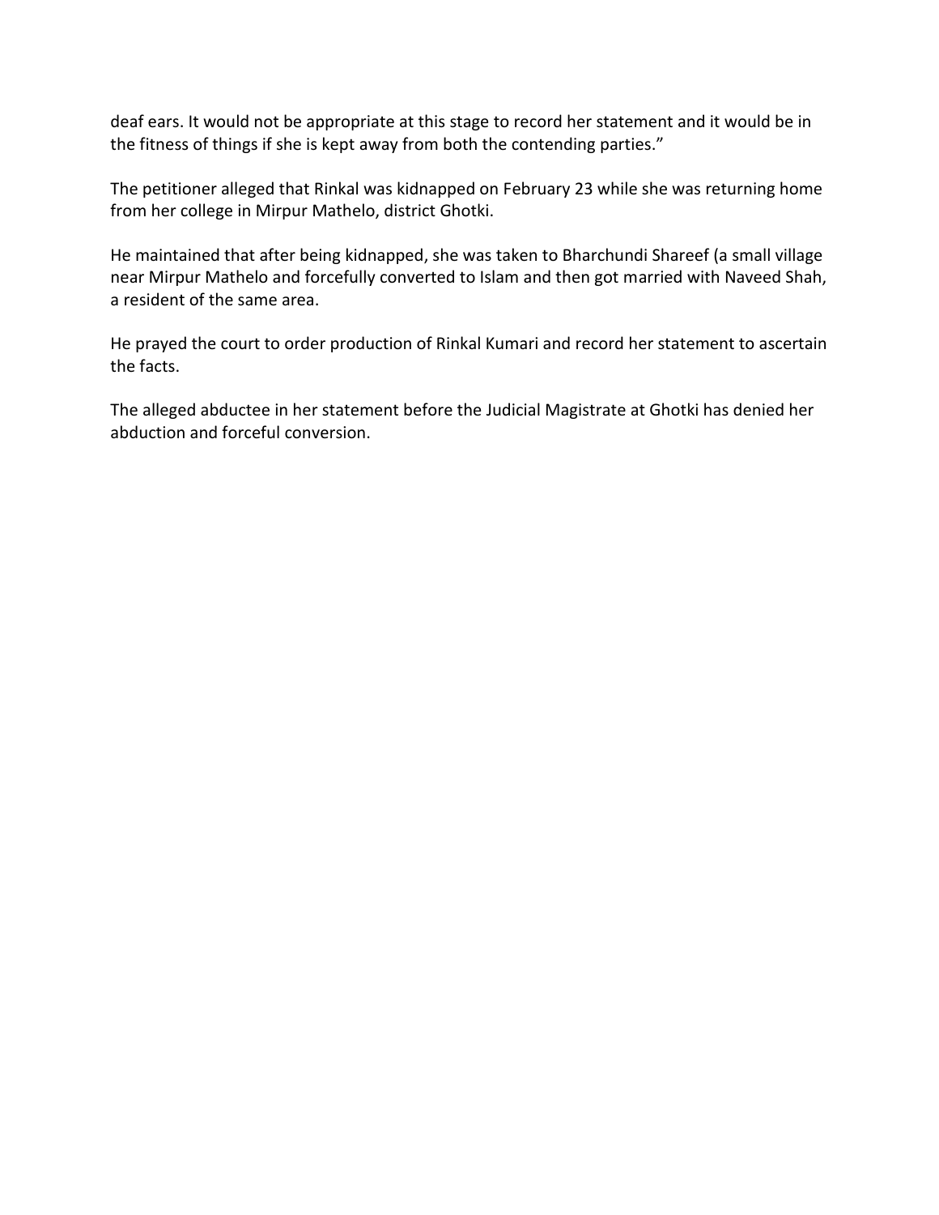deaf ears. It would not be appropriate at this stage to record her statement and it would be in the fitness of things if she is kept away from both the contending parties."

The petitioner alleged that Rinkal was kidnapped on February 23 while she was returning home from her college in Mirpur Mathelo, district Ghotki.

He maintained that after being kidnapped, she was taken to Bharchundi Shareef (a small village near Mirpur Mathelo and forcefully converted to Islam and then got married with Naveed Shah, a resident of the same area.

He prayed the court to order production of Rinkal Kumari and record her statement to ascertain the facts.

The alleged abductee in her statement before the Judicial Magistrate at Ghotki has denied her abduction and forceful conversion.